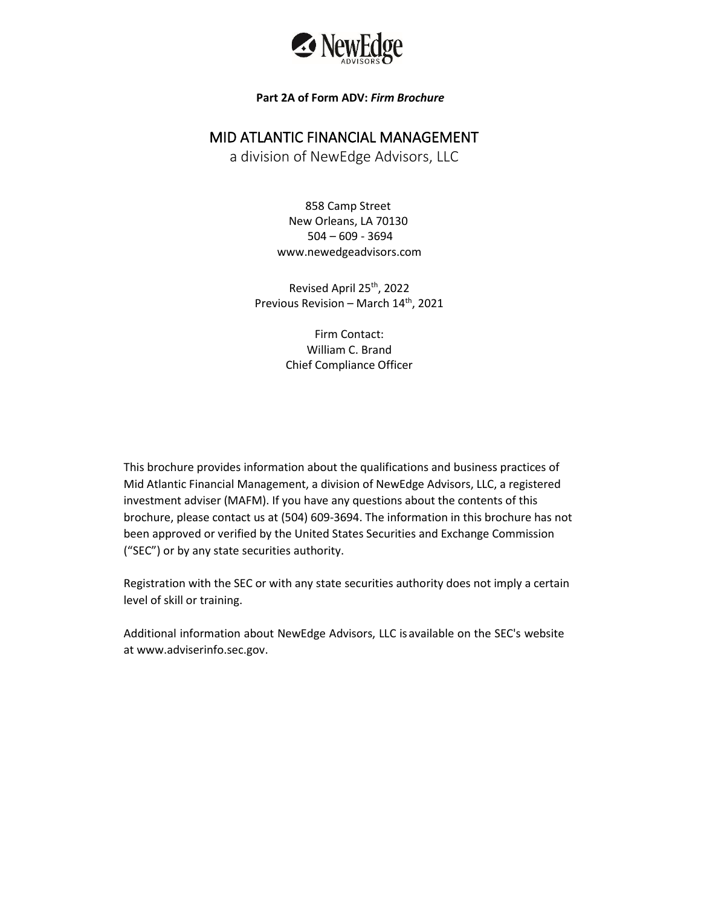**Part 2A of Form ADV:** ***Firm Brochure***

# MID ATLANTIC FINANCIAL MANAGEMENT

a division of NewEdge Advisors, LLC

858 Camp Street
New Orleans, LA 70130
504 – 609 - 3694
www.newedgeadvisors.com

Revised April 25th, 2022
Previous Revision – March 14th, 2021

Firm Contact:
William C. Brand
Chief Compliance Officer

This brochure provides information about the qualifications and business practices of Mid Atlantic Financial Management, a division of NewEdge Advisors, LLC, a registered investment adviser (MAFM). If you have any questions about the contents of this brochure, please contact us at (504) 609-3694. The information in this brochure has not been approved or verified by the United States Securities and Exchange Commission ("SEC") or by any state securities authority.

Registration with the SEC or with any state securities authority does not imply a certain level of skill or training.

Additional information about NewEdge Advisors, LLC is available on the SEC's website at www.adviserinfo.sec.gov.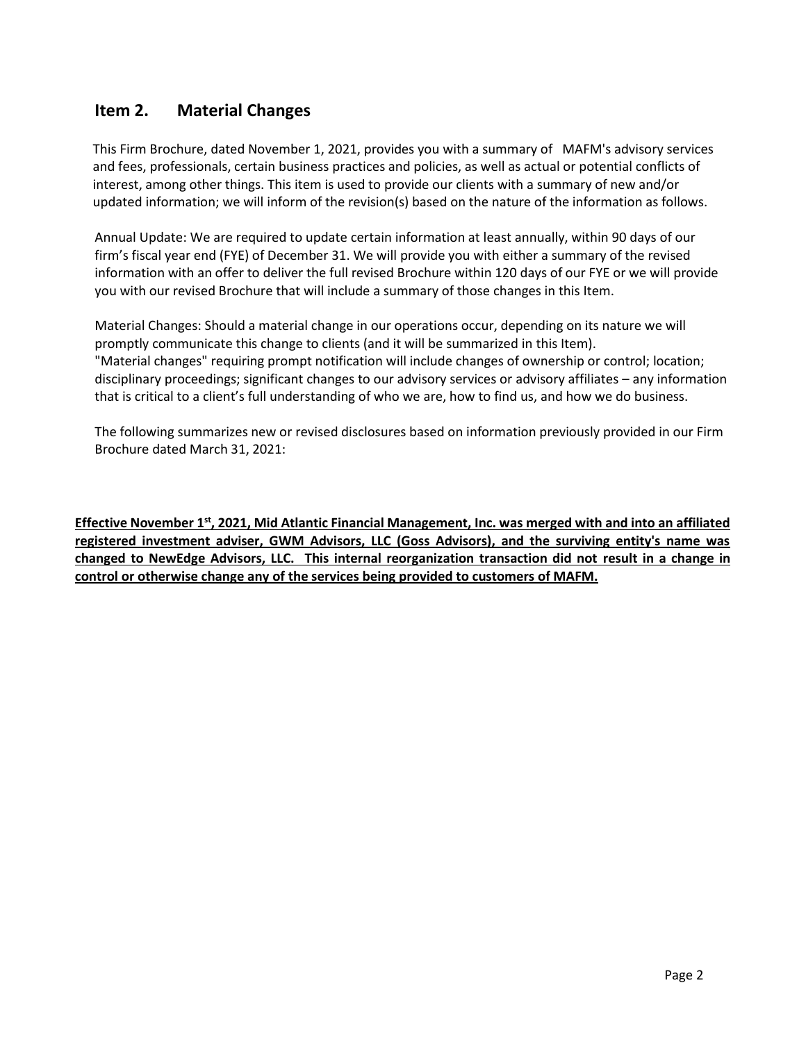## Item 2. Material Changes

This Firm Brochure, dated November 1, 2021, provides you with a summary of MAFM's advisory services and fees, professionals, certain business practices and policies, as well as actual or potential conflicts of interest, among other things. This item is used to provide our clients with a summary of new and/or updated information; we will inform of the revision(s) based on the nature of the information as follows.

Annual Update: We are required to update certain information at least annually, within 90 days of our firm's fiscal year end (FYE) of December 31. We will provide you with either a summary of the revised information with an offer to deliver the full revised Brochure within 120 days of our FYE or we will provide you with our revised Brochure that will include a summary of those changes in this Item.

Material Changes: Should a material change in our operations occur, depending on its nature we will promptly communicate this change to clients (and it will be summarized in this Item). "Material changes" requiring prompt notification will include changes of ownership or control; location; disciplinary proceedings; significant changes to our advisory services or advisory affiliates – any information that is critical to a client's full understanding of who we are, how to find us, and how we do business.

The following summarizes new or revised disclosures based on information previously provided in our Firm Brochure dated March 31, 2021:

**Effective November 1st, 2021, Mid Atlantic Financial Management, Inc. was merged with and into an affiliated registered investment adviser, GWM Advisors, LLC (Goss Advisors), and the surviving entity's name was changed to NewEdge Advisors, LLC. This internal reorganization transaction did not result in a change in control or otherwise change any of the services being provided to customers of MAFM.**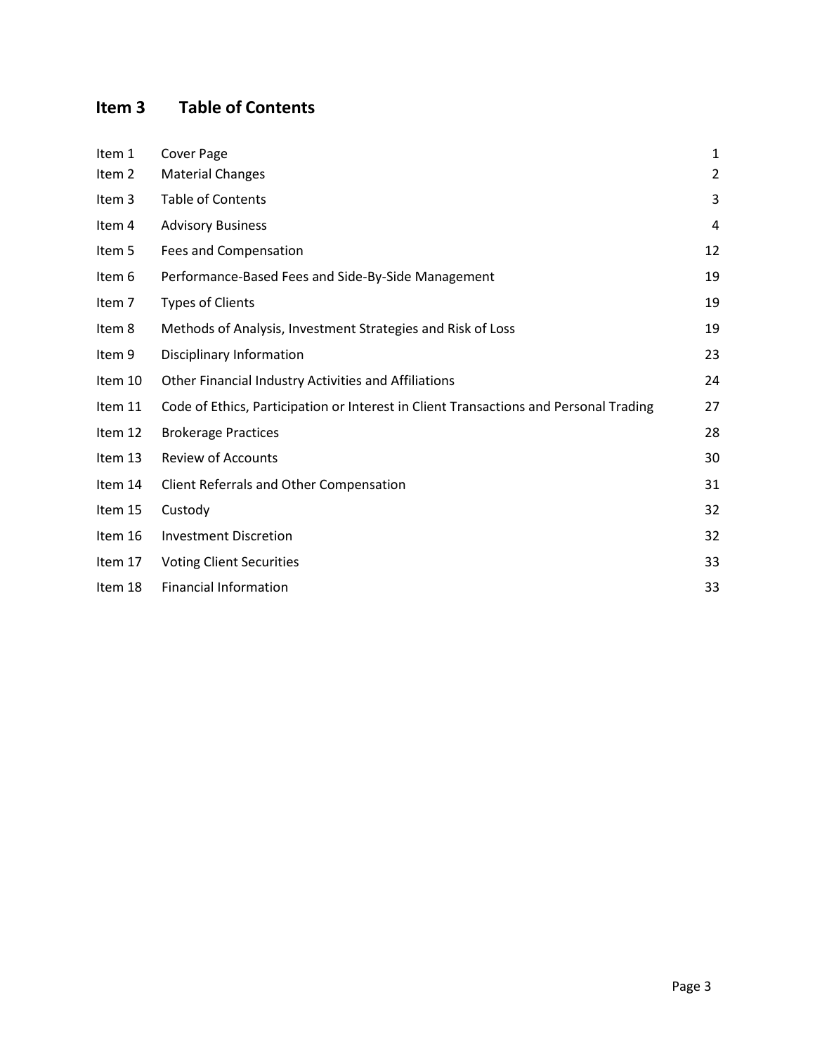## Item 3 Table of Contents

| | | |
|---|---|---|
| Item 1 | Cover Page | 1 |
| Item 2 | Material Changes | 2 |
| Item 3 | Table of Contents | 3 |
| Item 4 | Advisory Business | 4 |
| Item 5 | Fees and Compensation | 12 |
| Item 6 | Performance-Based Fees and Side-By-Side Management | 19 |
| Item 7 | Types of Clients | 19 |
| Item 8 | Methods of Analysis, Investment Strategies and Risk of Loss | 19 |
| Item 9 | Disciplinary Information | 23 |
| Item 10 | Other Financial Industry Activities and Affiliations | 24 |
| Item 11 | Code of Ethics, Participation or Interest in Client Transactions and Personal Trading | 27 |
| Item 12 | Brokerage Practices | 28 |
| Item 13 | Review of Accounts | 30 |
| Item 14 | Client Referrals and Other Compensation | 31 |
| Item 15 | Custody | 32 |
| Item 16 | Investment Discretion | 32 |
| Item 17 | Voting Client Securities | 33 |
| Item 18 | Financial Information | 33 |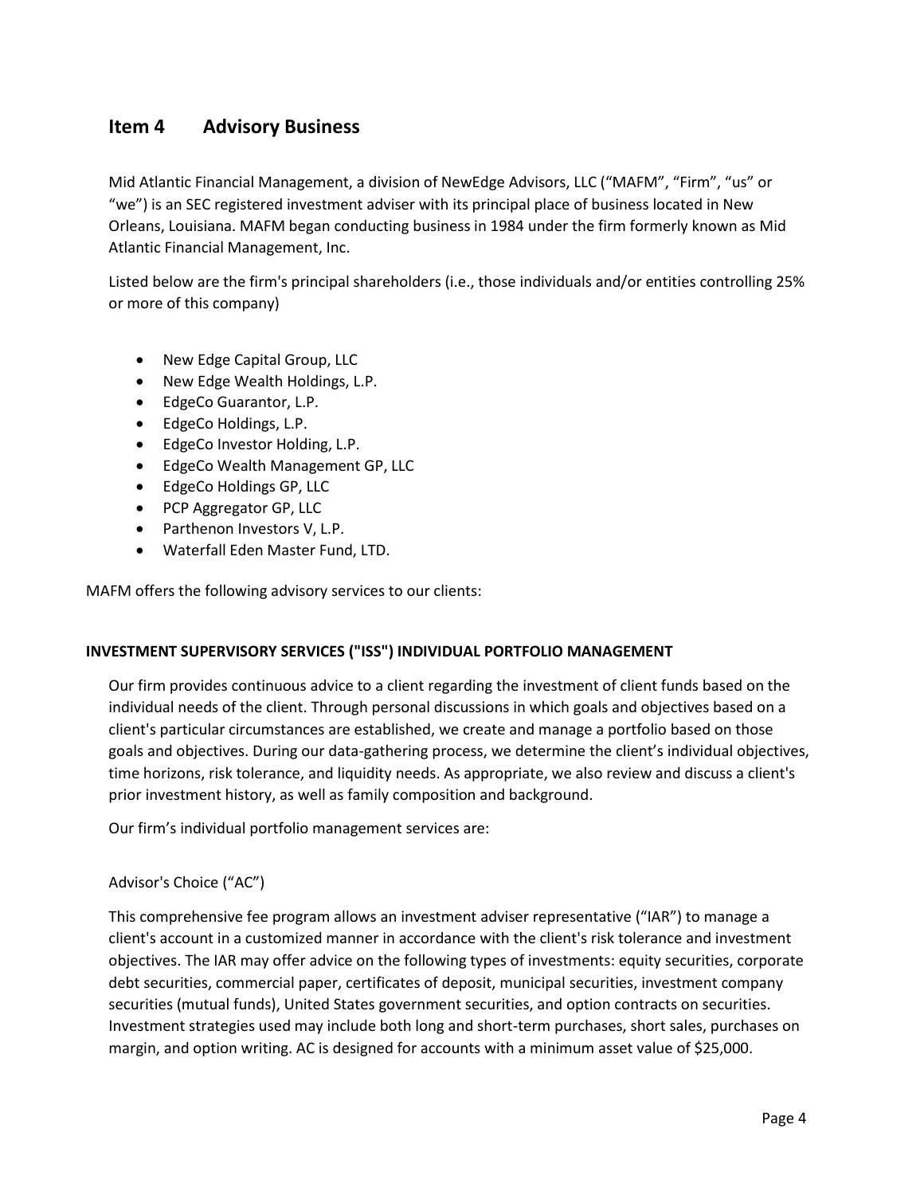## Item 4 Advisory Business

Mid Atlantic Financial Management, a division of NewEdge Advisors, LLC ("MAFM", "Firm", "us" or "we") is an SEC registered investment adviser with its principal place of business located in New Orleans, Louisiana. MAFM began conducting business in 1984 under the firm formerly known as Mid Atlantic Financial Management, Inc.

Listed below are the firm's principal shareholders (i.e., those individuals and/or entities controlling 25% or more of this company)

- New Edge Capital Group, LLC
- New Edge Wealth Holdings, L.P.
- EdgeCo Guarantor, L.P.
- EdgeCo Holdings, L.P.
- EdgeCo Investor Holding, L.P.
- EdgeCo Wealth Management GP, LLC
- EdgeCo Holdings GP, LLC
- PCP Aggregator GP, LLC
- Parthenon Investors V, L.P.
- Waterfall Eden Master Fund, LTD.

MAFM offers the following advisory services to our clients:

### INVESTMENT SUPERVISORY SERVICES ("ISS") INDIVIDUAL PORTFOLIO MANAGEMENT

Our firm provides continuous advice to a client regarding the investment of client funds based on the individual needs of the client. Through personal discussions in which goals and objectives based on a client's particular circumstances are established, we create and manage a portfolio based on those goals and objectives. During our data-gathering process, we determine the client's individual objectives, time horizons, risk tolerance, and liquidity needs. As appropriate, we also review and discuss a client's prior investment history, as well as family composition and background.

Our firm's individual portfolio management services are:

Advisor's Choice ("AC")

This comprehensive fee program allows an investment adviser representative ("IAR") to manage a client's account in a customized manner in accordance with the client's risk tolerance and investment objectives. The IAR may offer advice on the following types of investments: equity securities, corporate debt securities, commercial paper, certificates of deposit, municipal securities, investment company securities (mutual funds), United States government securities, and option contracts on securities. Investment strategies used may include both long and short-term purchases, short sales, purchases on margin, and option writing. AC is designed for accounts with a minimum asset value of $25,000.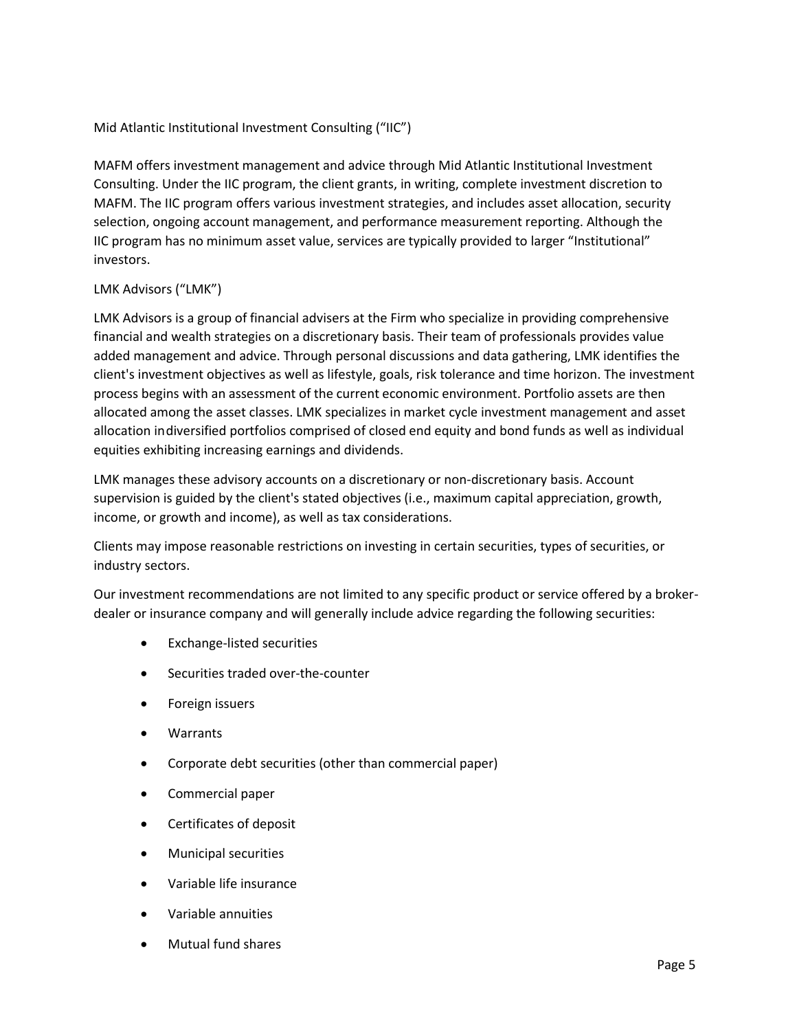Mid Atlantic Institutional Investment Consulting ("IIC")

MAFM offers investment management and advice through Mid Atlantic Institutional Investment Consulting. Under the IIC program, the client grants, in writing, complete investment discretion to MAFM. The IIC program offers various investment strategies, and includes asset allocation, security selection, ongoing account management, and performance measurement reporting. Although the IIC program has no minimum asset value, services are typically provided to larger "Institutional" investors.

LMK Advisors ("LMK")

LMK Advisors is a group of financial advisers at the Firm who specialize in providing comprehensive financial and wealth strategies on a discretionary basis. Their team of professionals provides value added management and advice. Through personal discussions and data gathering, LMK identifies the client's investment objectives as well as lifestyle, goals, risk tolerance and time horizon. The investment process begins with an assessment of the current economic environment. Portfolio assets are then allocated among the asset classes. LMK specializes in market cycle investment management and asset allocation indiversified portfolios comprised of closed end equity and bond funds as well as individual equities exhibiting increasing earnings and dividends.

LMK manages these advisory accounts on a discretionary or non-discretionary basis. Account supervision is guided by the client's stated objectives (i.e., maximum capital appreciation, growth, income, or growth and income), as well as tax considerations.

Clients may impose reasonable restrictions on investing in certain securities, types of securities, or industry sectors.

Our investment recommendations are not limited to any specific product or service offered by a broker-dealer or insurance company and will generally include advice regarding the following securities:

- Exchange-listed securities
- Securities traded over-the-counter
- Foreign issuers
- Warrants
- Corporate debt securities (other than commercial paper)
- Commercial paper
- Certificates of deposit
- Municipal securities
- Variable life insurance
- Variable annuities
- Mutual fund shares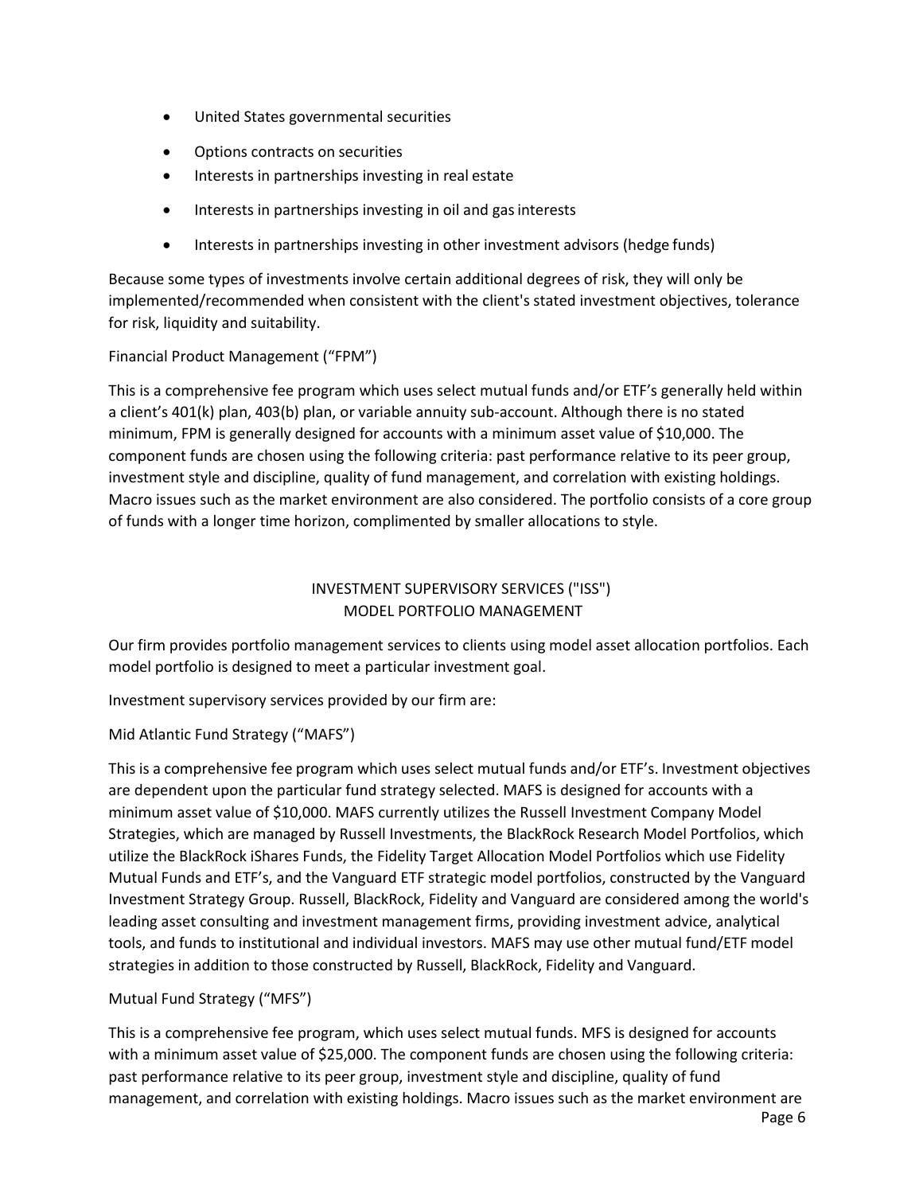- United States governmental securities
- Options contracts on securities
- Interests in partnerships investing in real estate
- Interests in partnerships investing in oil and gas interests
- Interests in partnerships investing in other investment advisors (hedge funds)

Because some types of investments involve certain additional degrees of risk, they will only be implemented/recommended when consistent with the client's stated investment objectives, tolerance for risk, liquidity and suitability.

Financial Product Management ("FPM")

This is a comprehensive fee program which uses select mutual funds and/or ETF's generally held within a client's 401(k) plan, 403(b) plan, or variable annuity sub-account. Although there is no stated minimum, FPM is generally designed for accounts with a minimum asset value of $10,000. The component funds are chosen using the following criteria: past performance relative to its peer group, investment style and discipline, quality of fund management, and correlation with existing holdings. Macro issues such as the market environment are also considered. The portfolio consists of a core group of funds with a longer time horizon, complimented by smaller allocations to style.

## INVESTMENT SUPERVISORY SERVICES ("ISS")
## MODEL PORTFOLIO MANAGEMENT

Our firm provides portfolio management services to clients using model asset allocation portfolios. Each model portfolio is designed to meet a particular investment goal.

Investment supervisory services provided by our firm are:

Mid Atlantic Fund Strategy ("MAFS")

This is a comprehensive fee program which uses select mutual funds and/or ETF's. Investment objectives are dependent upon the particular fund strategy selected. MAFS is designed for accounts with a minimum asset value of $10,000. MAFS currently utilizes the Russell Investment Company Model Strategies, which are managed by Russell Investments, the BlackRock Research Model Portfolios, which utilize the BlackRock iShares Funds, the Fidelity Target Allocation Model Portfolios which use Fidelity Mutual Funds and ETF's, and the Vanguard ETF strategic model portfolios, constructed by the Vanguard Investment Strategy Group. Russell, BlackRock, Fidelity and Vanguard are considered among the world's leading asset consulting and investment management firms, providing investment advice, analytical tools, and funds to institutional and individual investors. MAFS may use other mutual fund/ETF model strategies in addition to those constructed by Russell, BlackRock, Fidelity and Vanguard.

Mutual Fund Strategy ("MFS")

This is a comprehensive fee program, which uses select mutual funds. MFS is designed for accounts with a minimum asset value of $25,000. The component funds are chosen using the following criteria: past performance relative to its peer group, investment style and discipline, quality of fund management, and correlation with existing holdings. Macro issues such as the market environment are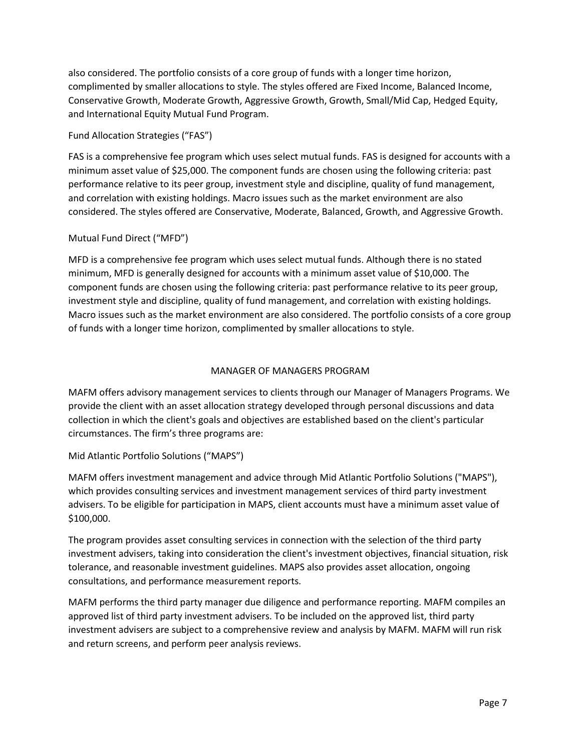also considered. The portfolio consists of a core group of funds with a longer time horizon, complimented by smaller allocations to style. The styles offered are Fixed Income, Balanced Income, Conservative Growth, Moderate Growth, Aggressive Growth, Growth, Small/Mid Cap, Hedged Equity, and International Equity Mutual Fund Program.

### Fund Allocation Strategies ("FAS")

FAS is a comprehensive fee program which uses select mutual funds. FAS is designed for accounts with a minimum asset value of $25,000. The component funds are chosen using the following criteria: past performance relative to its peer group, investment style and discipline, quality of fund management, and correlation with existing holdings. Macro issues such as the market environment are also considered. The styles offered are Conservative, Moderate, Balanced, Growth, and Aggressive Growth.

### Mutual Fund Direct ("MFD")

MFD is a comprehensive fee program which uses select mutual funds. Although there is no stated minimum, MFD is generally designed for accounts with a minimum asset value of $10,000. The component funds are chosen using the following criteria: past performance relative to its peer group, investment style and discipline, quality of fund management, and correlation with existing holdings. Macro issues such as the market environment are also considered. The portfolio consists of a core group of funds with a longer time horizon, complimented by smaller allocations to style.

## MANAGER OF MANAGERS PROGRAM

MAFM offers advisory management services to clients through our Manager of Managers Programs. We provide the client with an asset allocation strategy developed through personal discussions and data collection in which the client's goals and objectives are established based on the client's particular circumstances. The firm's three programs are:

### Mid Atlantic Portfolio Solutions ("MAPS")

MAFM offers investment management and advice through Mid Atlantic Portfolio Solutions ("MAPS"), which provides consulting services and investment management services of third party investment advisers. To be eligible for participation in MAPS, client accounts must have a minimum asset value of $100,000.

The program provides asset consulting services in connection with the selection of the third party investment advisers, taking into consideration the client's investment objectives, financial situation, risk tolerance, and reasonable investment guidelines. MAPS also provides asset allocation, ongoing consultations, and performance measurement reports.

MAFM performs the third party manager due diligence and performance reporting. MAFM compiles an approved list of third party investment advisers. To be included on the approved list, third party investment advisers are subject to a comprehensive review and analysis by MAFM. MAFM will run risk and return screens, and perform peer analysis reviews.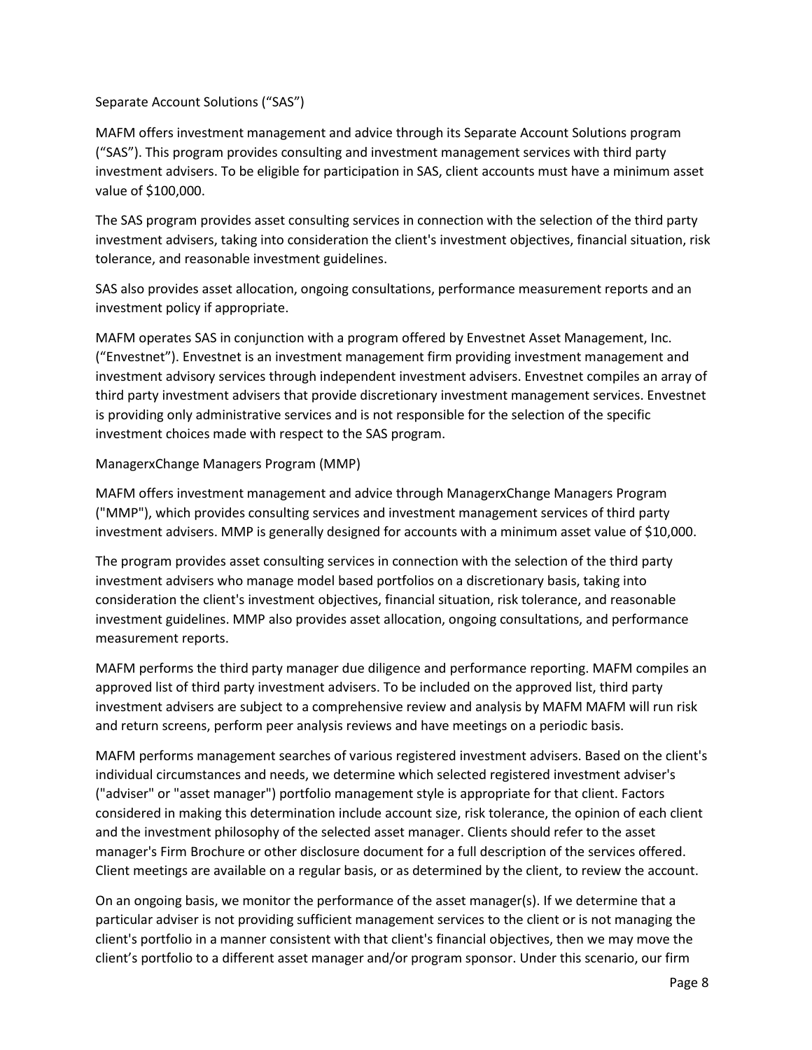### Separate Account Solutions ("SAS")

MAFM offers investment management and advice through its Separate Account Solutions program ("SAS"). This program provides consulting and investment management services with third party investment advisers. To be eligible for participation in SAS, client accounts must have a minimum asset value of $100,000.

The SAS program provides asset consulting services in connection with the selection of the third party investment advisers, taking into consideration the client's investment objectives, financial situation, risk tolerance, and reasonable investment guidelines.

SAS also provides asset allocation, ongoing consultations, performance measurement reports and an investment policy if appropriate.

MAFM operates SAS in conjunction with a program offered by Envestnet Asset Management, Inc. ("Envestnet"). Envestnet is an investment management firm providing investment management and investment advisory services through independent investment advisers. Envestnet compiles an array of third party investment advisers that provide discretionary investment management services. Envestnet is providing only administrative services and is not responsible for the selection of the specific investment choices made with respect to the SAS program.

### ManagerxChange Managers Program (MMP)

MAFM offers investment management and advice through ManagerxChange Managers Program ("MMP"), which provides consulting services and investment management services of third party investment advisers. MMP is generally designed for accounts with a minimum asset value of $10,000.

The program provides asset consulting services in connection with the selection of the third party investment advisers who manage model based portfolios on a discretionary basis, taking into consideration the client's investment objectives, financial situation, risk tolerance, and reasonable investment guidelines. MMP also provides asset allocation, ongoing consultations, and performance measurement reports.

MAFM performs the third party manager due diligence and performance reporting. MAFM compiles an approved list of third party investment advisers. To be included on the approved list, third party investment advisers are subject to a comprehensive review and analysis by MAFM MAFM will run risk and return screens, perform peer analysis reviews and have meetings on a periodic basis.

MAFM performs management searches of various registered investment advisers. Based on the client's individual circumstances and needs, we determine which selected registered investment adviser's ("adviser" or "asset manager") portfolio management style is appropriate for that client. Factors considered in making this determination include account size, risk tolerance, the opinion of each client and the investment philosophy of the selected asset manager. Clients should refer to the asset manager's Firm Brochure or other disclosure document for a full description of the services offered. Client meetings are available on a regular basis, or as determined by the client, to review the account.

On an ongoing basis, we monitor the performance of the asset manager(s). If we determine that a particular adviser is not providing sufficient management services to the client or is not managing the client's portfolio in a manner consistent with that client's financial objectives, then we may move the client's portfolio to a different asset manager and/or program sponsor. Under this scenario, our firm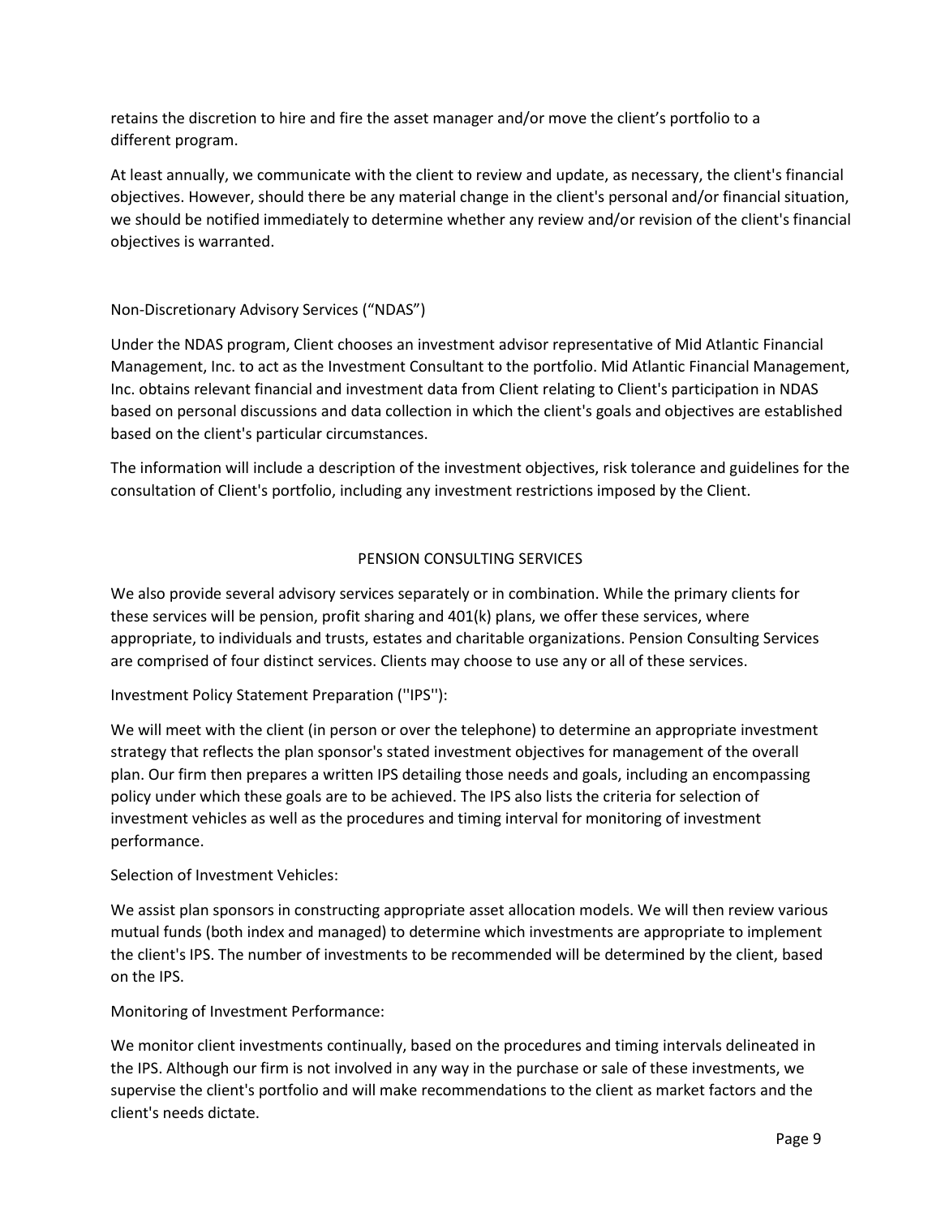retains the discretion to hire and fire the asset manager and/or move the client's portfolio to a different program.

At least annually, we communicate with the client to review and update, as necessary, the client's financial objectives. However, should there be any material change in the client's personal and/or financial situation, we should be notified immediately to determine whether any review and/or revision of the client's financial objectives is warranted.

Non-Discretionary Advisory Services ("NDAS")

Under the NDAS program, Client chooses an investment advisor representative of Mid Atlantic Financial Management, Inc. to act as the Investment Consultant to the portfolio. Mid Atlantic Financial Management, Inc. obtains relevant financial and investment data from Client relating to Client's participation in NDAS based on personal discussions and data collection in which the client's goals and objectives are established based on the client's particular circumstances.

The information will include a description of the investment objectives, risk tolerance and guidelines for the consultation of Client's portfolio, including any investment restrictions imposed by the Client.

## PENSION CONSULTING SERVICES

We also provide several advisory services separately or in combination. While the primary clients for these services will be pension, profit sharing and 401(k) plans, we offer these services, where appropriate, to individuals and trusts, estates and charitable organizations. Pension Consulting Services are comprised of four distinct services. Clients may choose to use any or all of these services.

Investment Policy Statement Preparation (''IPS''):

We will meet with the client (in person or over the telephone) to determine an appropriate investment strategy that reflects the plan sponsor's stated investment objectives for management of the overall plan. Our firm then prepares a written IPS detailing those needs and goals, including an encompassing policy under which these goals are to be achieved. The IPS also lists the criteria for selection of investment vehicles as well as the procedures and timing interval for monitoring of investment performance.

Selection of Investment Vehicles:

We assist plan sponsors in constructing appropriate asset allocation models. We will then review various mutual funds (both index and managed) to determine which investments are appropriate to implement the client's IPS. The number of investments to be recommended will be determined by the client, based on the IPS.

Monitoring of Investment Performance:

We monitor client investments continually, based on the procedures and timing intervals delineated in the IPS. Although our firm is not involved in any way in the purchase or sale of these investments, we supervise the client's portfolio and will make recommendations to the client as market factors and the client's needs dictate.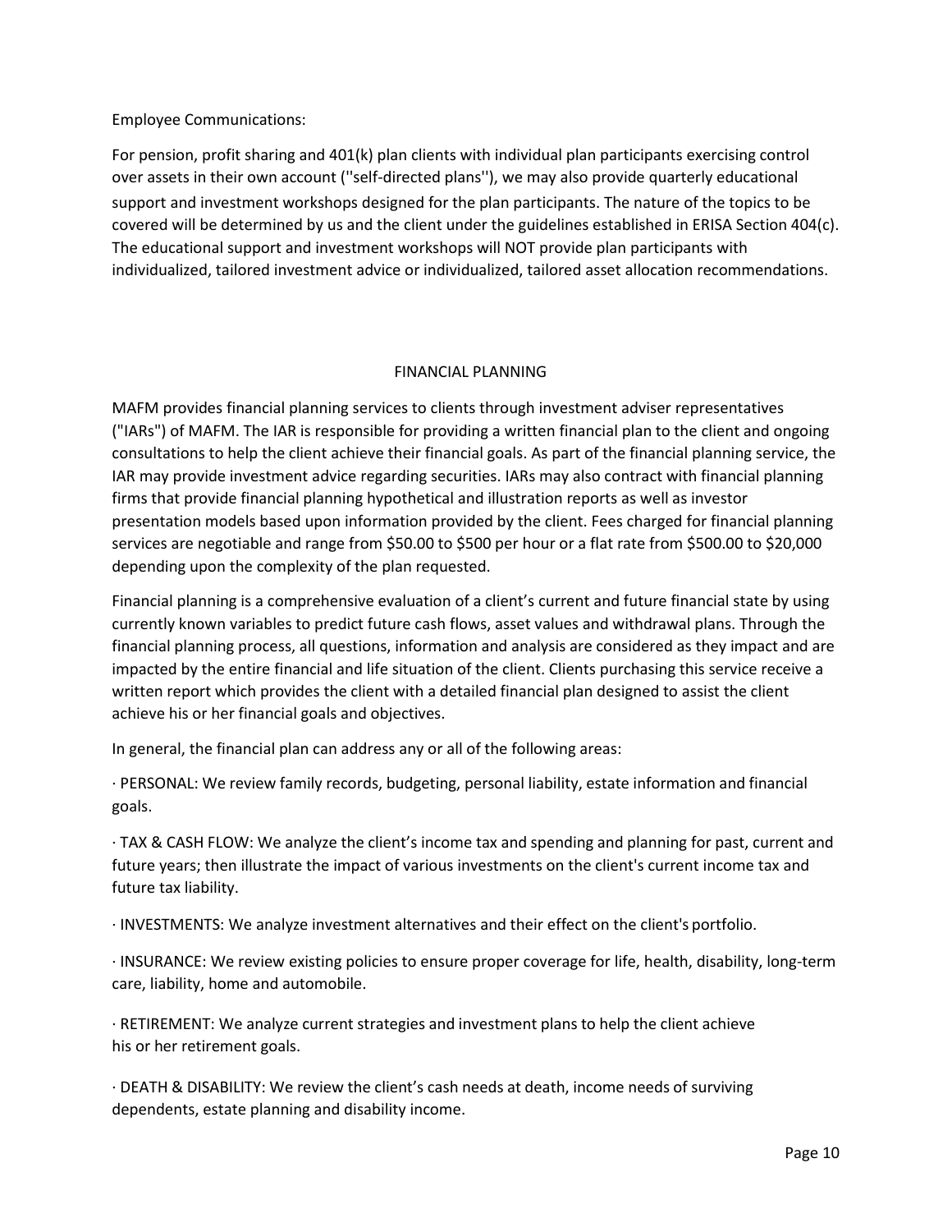Employee Communications:

For pension, profit sharing and 401(k) plan clients with individual plan participants exercising control over assets in their own account (''self-directed plans''), we may also provide quarterly educational support and investment workshops designed for the plan participants. The nature of the topics to be covered will be determined by us and the client under the guidelines established in ERISA Section 404(c). The educational support and investment workshops will NOT provide plan participants with individualized, tailored investment advice or individualized, tailored asset allocation recommendations.

## FINANCIAL PLANNING

MAFM provides financial planning services to clients through investment adviser representatives ("IARs") of MAFM. The IAR is responsible for providing a written financial plan to the client and ongoing consultations to help the client achieve their financial goals. As part of the financial planning service, the IAR may provide investment advice regarding securities. IARs may also contract with financial planning firms that provide financial planning hypothetical and illustration reports as well as investor presentation models based upon information provided by the client. Fees charged for financial planning services are negotiable and range from $50.00 to $500 per hour or a flat rate from $500.00 to $20,000 depending upon the complexity of the plan requested.

Financial planning is a comprehensive evaluation of a client's current and future financial state by using currently known variables to predict future cash flows, asset values and withdrawal plans. Through the financial planning process, all questions, information and analysis are considered as they impact and are impacted by the entire financial and life situation of the client. Clients purchasing this service receive a written report which provides the client with a detailed financial plan designed to assist the client achieve his or her financial goals and objectives.

In general, the financial plan can address any or all of the following areas:

· PERSONAL: We review family records, budgeting, personal liability, estate information and financial goals.

· TAX & CASH FLOW: We analyze the client's income tax and spending and planning for past, current and future years; then illustrate the impact of various investments on the client's current income tax and future tax liability.

· INVESTMENTS: We analyze investment alternatives and their effect on the client's portfolio.

· INSURANCE: We review existing policies to ensure proper coverage for life, health, disability, long-term care, liability, home and automobile.

· RETIREMENT: We analyze current strategies and investment plans to help the client achieve his or her retirement goals.

· DEATH & DISABILITY: We review the client's cash needs at death, income needs of surviving dependents, estate planning and disability income.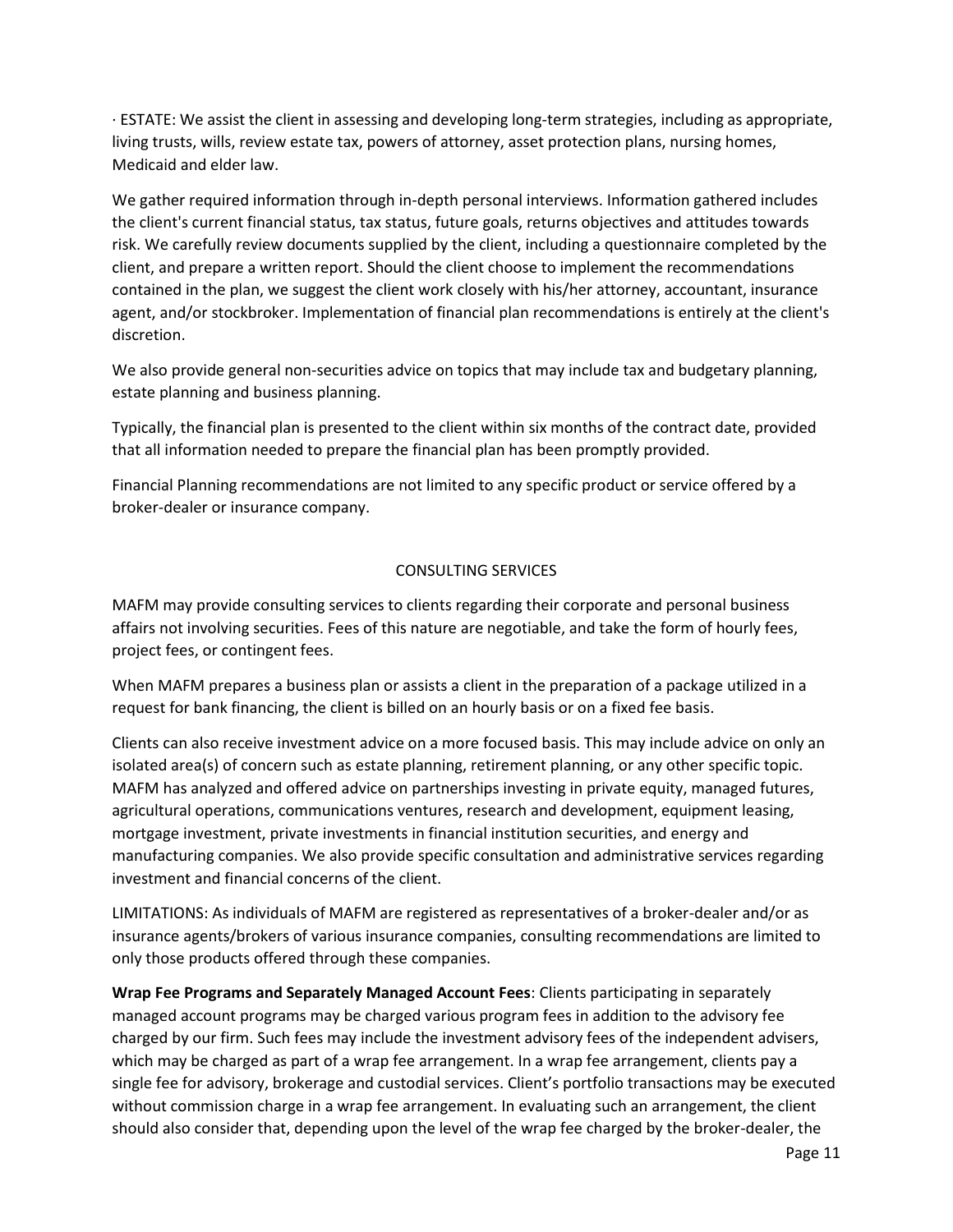· ESTATE: We assist the client in assessing and developing long-term strategies, including as appropriate, living trusts, wills, review estate tax, powers of attorney, asset protection plans, nursing homes, Medicaid and elder law.

We gather required information through in-depth personal interviews. Information gathered includes the client's current financial status, tax status, future goals, returns objectives and attitudes towards risk. We carefully review documents supplied by the client, including a questionnaire completed by the client, and prepare a written report. Should the client choose to implement the recommendations contained in the plan, we suggest the client work closely with his/her attorney, accountant, insurance agent, and/or stockbroker. Implementation of financial plan recommendations is entirely at the client's discretion.

We also provide general non-securities advice on topics that may include tax and budgetary planning, estate planning and business planning.

Typically, the financial plan is presented to the client within six months of the contract date, provided that all information needed to prepare the financial plan has been promptly provided.

Financial Planning recommendations are not limited to any specific product or service offered by a broker-dealer or insurance company.

## CONSULTING SERVICES

MAFM may provide consulting services to clients regarding their corporate and personal business affairs not involving securities. Fees of this nature are negotiable, and take the form of hourly fees, project fees, or contingent fees.

When MAFM prepares a business plan or assists a client in the preparation of a package utilized in a request for bank financing, the client is billed on an hourly basis or on a fixed fee basis.

Clients can also receive investment advice on a more focused basis. This may include advice on only an isolated area(s) of concern such as estate planning, retirement planning, or any other specific topic. MAFM has analyzed and offered advice on partnerships investing in private equity, managed futures, agricultural operations, communications ventures, research and development, equipment leasing, mortgage investment, private investments in financial institution securities, and energy and manufacturing companies. We also provide specific consultation and administrative services regarding investment and financial concerns of the client.

LIMITATIONS: As individuals of MAFM are registered as representatives of a broker-dealer and/or as insurance agents/brokers of various insurance companies, consulting recommendations are limited to only those products offered through these companies.

**Wrap Fee Programs and Separately Managed Account Fees**: Clients participating in separately managed account programs may be charged various program fees in addition to the advisory fee charged by our firm. Such fees may include the investment advisory fees of the independent advisers, which may be charged as part of a wrap fee arrangement. In a wrap fee arrangement, clients pay a single fee for advisory, brokerage and custodial services. Client's portfolio transactions may be executed without commission charge in a wrap fee arrangement. In evaluating such an arrangement, the client should also consider that, depending upon the level of the wrap fee charged by the broker-dealer, the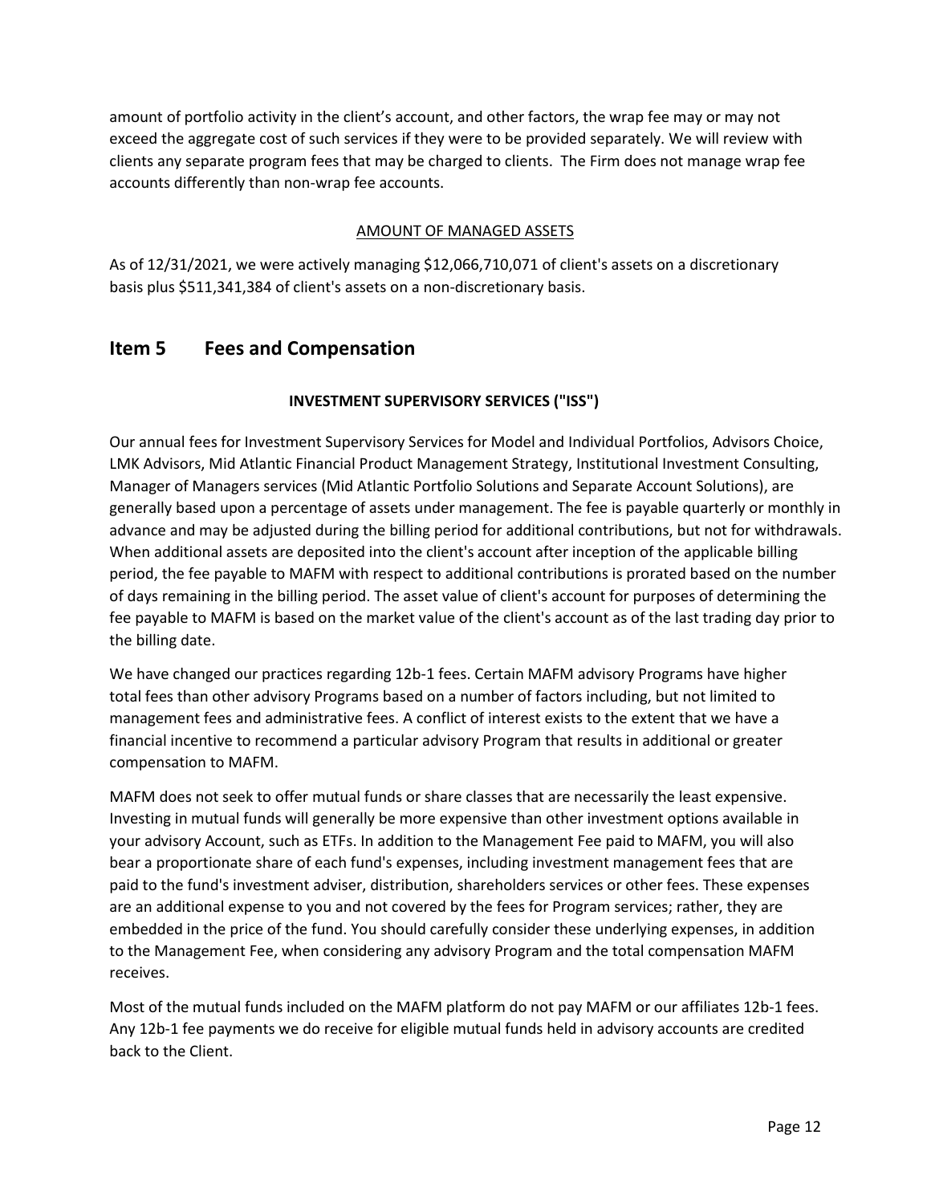amount of portfolio activity in the client's account, and other factors, the wrap fee may or may not exceed the aggregate cost of such services if they were to be provided separately. We will review with clients any separate program fees that may be charged to clients. The Firm does not manage wrap fee accounts differently than non-wrap fee accounts.

<u>AMOUNT OF MANAGED ASSETS</u>

As of 12/31/2021, we were actively managing $12,066,710,071 of client's assets on a discretionary basis plus $511,341,384 of client's assets on a non-discretionary basis.

## Item 5 Fees and Compensation

### INVESTMENT SUPERVISORY SERVICES ("ISS")

Our annual fees for Investment Supervisory Services for Model and Individual Portfolios, Advisors Choice, LMK Advisors, Mid Atlantic Financial Product Management Strategy, Institutional Investment Consulting, Manager of Managers services (Mid Atlantic Portfolio Solutions and Separate Account Solutions), are generally based upon a percentage of assets under management. The fee is payable quarterly or monthly in advance and may be adjusted during the billing period for additional contributions, but not for withdrawals. When additional assets are deposited into the client's account after inception of the applicable billing period, the fee payable to MAFM with respect to additional contributions is prorated based on the number of days remaining in the billing period. The asset value of client's account for purposes of determining the fee payable to MAFM is based on the market value of the client's account as of the last trading day prior to the billing date.

We have changed our practices regarding 12b-1 fees. Certain MAFM advisory Programs have higher total fees than other advisory Programs based on a number of factors including, but not limited to management fees and administrative fees. A conflict of interest exists to the extent that we have a financial incentive to recommend a particular advisory Program that results in additional or greater compensation to MAFM.

MAFM does not seek to offer mutual funds or share classes that are necessarily the least expensive. Investing in mutual funds will generally be more expensive than other investment options available in your advisory Account, such as ETFs. In addition to the Management Fee paid to MAFM, you will also bear a proportionate share of each fund's expenses, including investment management fees that are paid to the fund's investment adviser, distribution, shareholders services or other fees. These expenses are an additional expense to you and not covered by the fees for Program services; rather, they are embedded in the price of the fund. You should carefully consider these underlying expenses, in addition to the Management Fee, when considering any advisory Program and the total compensation MAFM receives.

Most of the mutual funds included on the MAFM platform do not pay MAFM or our affiliates 12b-1 fees. Any 12b-1 fee payments we do receive for eligible mutual funds held in advisory accounts are credited back to the Client.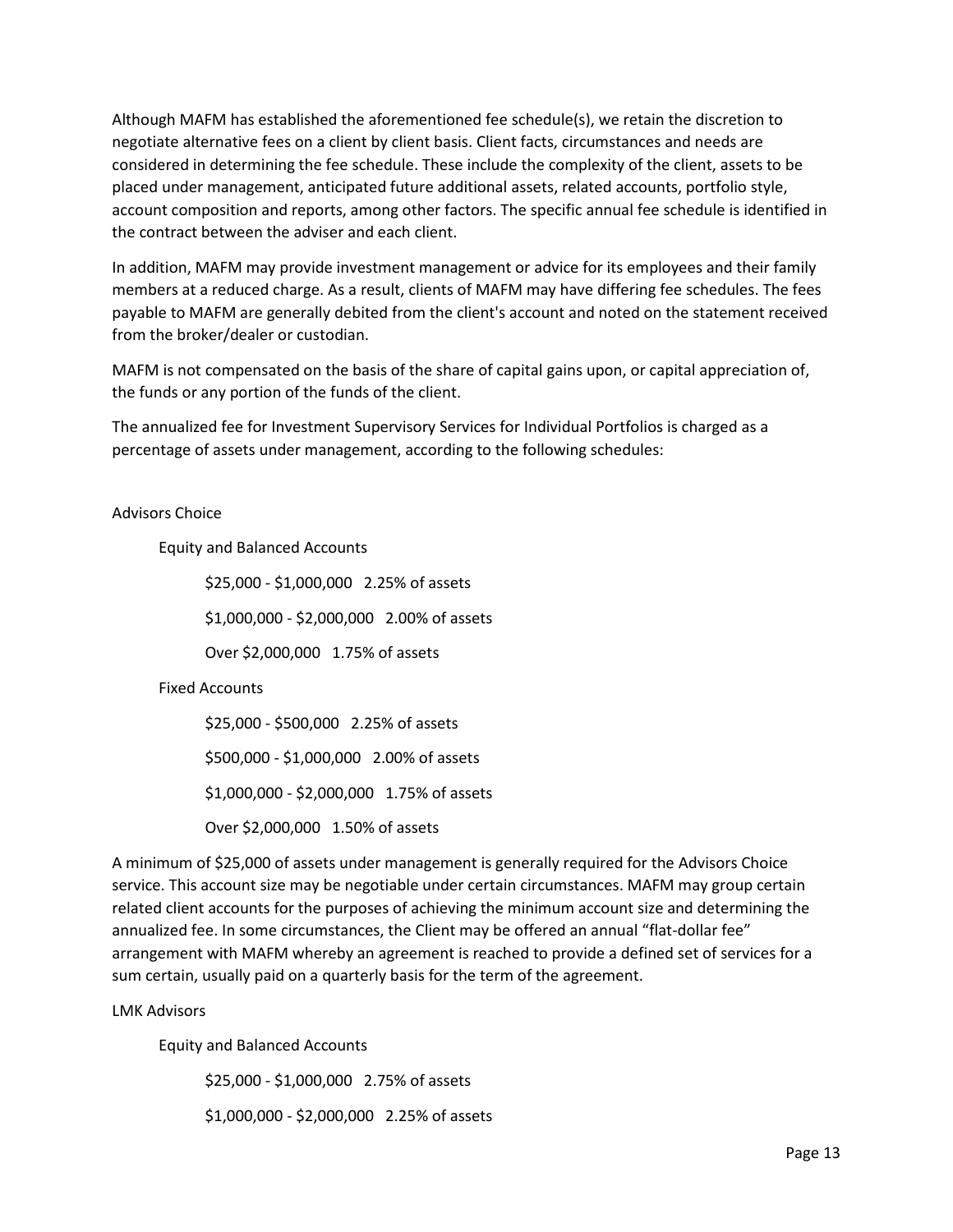Although MAFM has established the aforementioned fee schedule(s), we retain the discretion to negotiate alternative fees on a client by client basis. Client facts, circumstances and needs are considered in determining the fee schedule. These include the complexity of the client, assets to be placed under management, anticipated future additional assets, related accounts, portfolio style, account composition and reports, among other factors. The specific annual fee schedule is identified in the contract between the adviser and each client.

In addition, MAFM may provide investment management or advice for its employees and their family members at a reduced charge. As a result, clients of MAFM may have differing fee schedules. The fees payable to MAFM are generally debited from the client's account and noted on the statement received from the broker/dealer or custodian.

MAFM is not compensated on the basis of the share of capital gains upon, or capital appreciation of, the funds or any portion of the funds of the client.

The annualized fee for Investment Supervisory Services for Individual Portfolios is charged as a percentage of assets under management, according to the following schedules:

Advisors Choice

Equity and Balanced Accounts

- $25,000 - $1,000,000   2.25% of assets
- $1,000,000 - $2,000,000   2.00% of assets
- Over $2,000,000   1.75% of assets

Fixed Accounts

- $25,000 - $500,000   2.25% of assets
- $500,000 - $1,000,000   2.00% of assets
- $1,000,000 - $2,000,000   1.75% of assets
- Over $2,000,000   1.50% of assets

A minimum of $25,000 of assets under management is generally required for the Advisors Choice service. This account size may be negotiable under certain circumstances. MAFM may group certain related client accounts for the purposes of achieving the minimum account size and determining the annualized fee. In some circumstances, the Client may be offered an annual "flat-dollar fee" arrangement with MAFM whereby an agreement is reached to provide a defined set of services for a sum certain, usually paid on a quarterly basis for the term of the agreement.

LMK Advisors

Equity and Balanced Accounts

- $25,000 - $1,000,000   2.75% of assets
- $1,000,000 - $2,000,000   2.25% of assets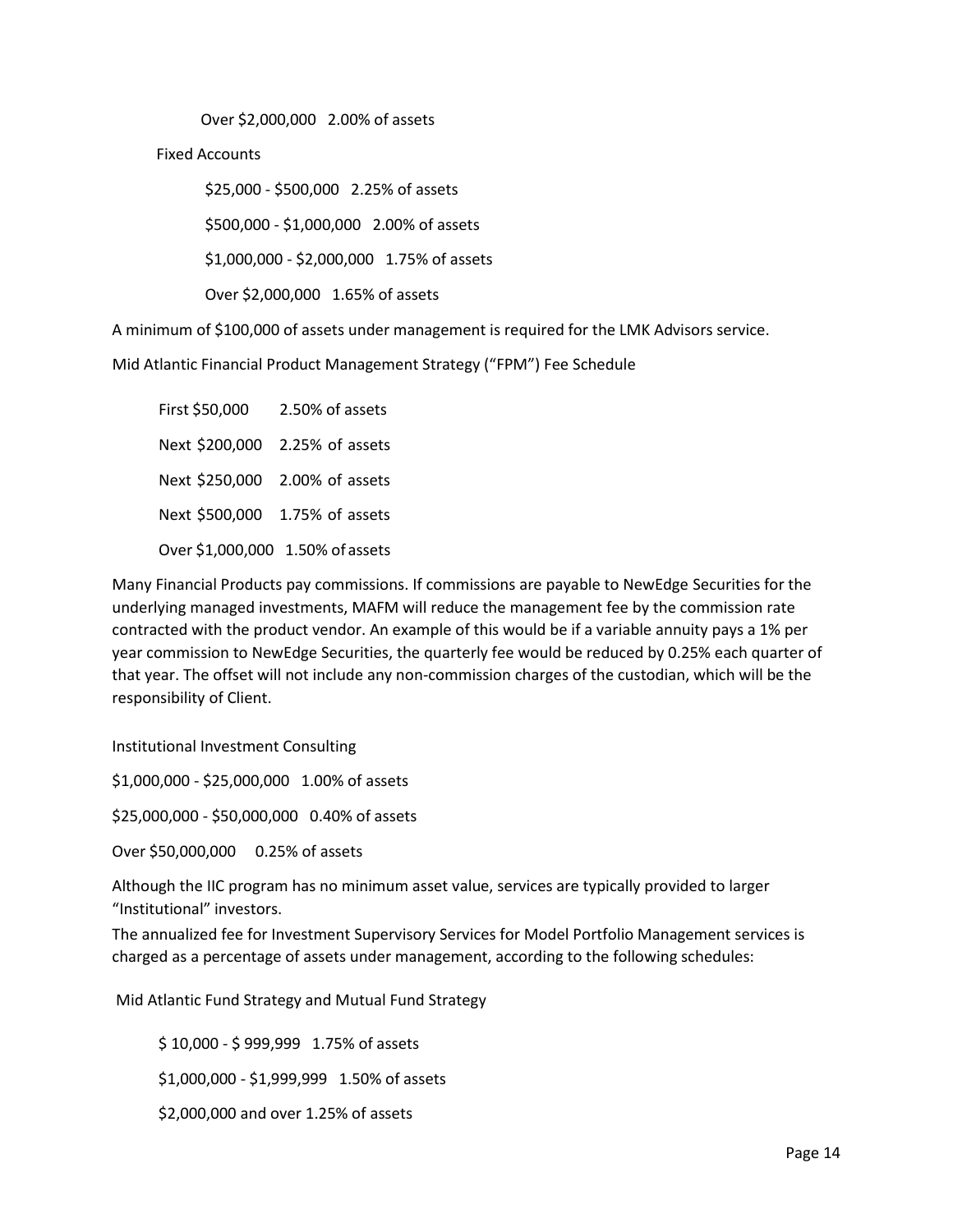Over $2,000,000   2.00% of assets

Fixed Accounts

$25,000 - $500,000   2.25% of assets

$500,000 - $1,000,000   2.00% of assets

$1,000,000 - $2,000,000   1.75% of assets

Over $2,000,000   1.65% of assets

A minimum of $100,000 of assets under management is required for the LMK Advisors service.

Mid Atlantic Financial Product Management Strategy ("FPM") Fee Schedule

First $50,000   2.50% of assets

Next $200,000   2.25% of assets

Next $250,000   2.00% of assets

Next $500,000   1.75% of assets

Over $1,000,000   1.50% of assets

Many Financial Products pay commissions. If commissions are payable to NewEdge Securities for the underlying managed investments, MAFM will reduce the management fee by the commission rate contracted with the product vendor. An example of this would be if a variable annuity pays a 1% per year commission to NewEdge Securities, the quarterly fee would be reduced by 0.25% each quarter of that year. The offset will not include any non-commission charges of the custodian, which will be the responsibility of Client.

Institutional Investment Consulting

$1,000,000 - $25,000,000   1.00% of assets

$25,000,000 - $50,000,000   0.40% of assets

Over $50,000,000   0.25% of assets

Although the IIC program has no minimum asset value, services are typically provided to larger "Institutional" investors.

The annualized fee for Investment Supervisory Services for Model Portfolio Management services is charged as a percentage of assets under management, according to the following schedules:

Mid Atlantic Fund Strategy and Mutual Fund Strategy

$ 10,000 - $ 999,999   1.75% of assets

$1,000,000 - $1,999,999   1.50% of assets

$2,000,000 and over 1.25% of assets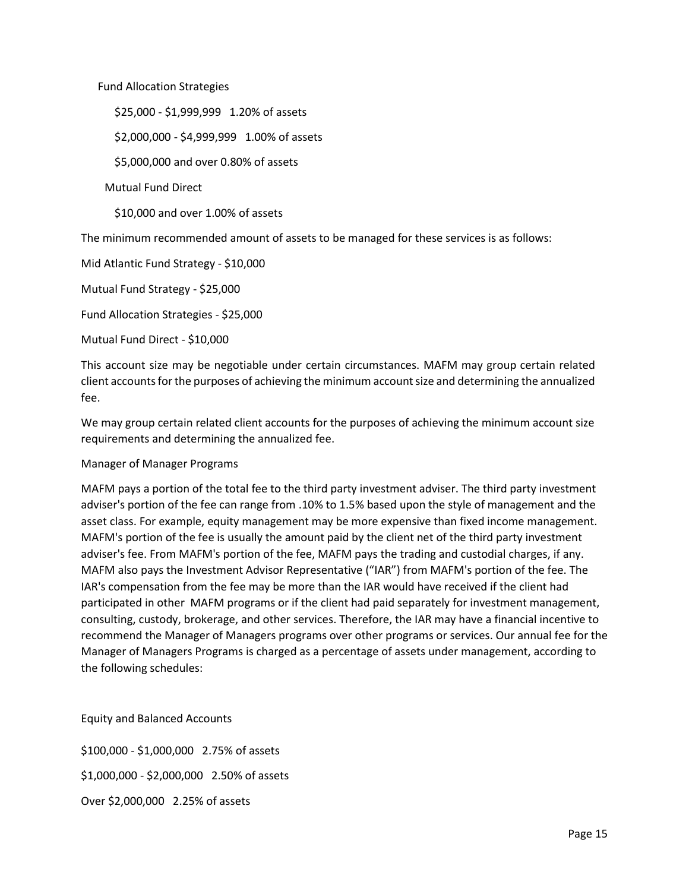Fund Allocation Strategies

$25,000 - $1,999,999 1.20% of assets

$2,000,000 - $4,999,999 1.00% of assets

$5,000,000 and over 0.80% of assets

Mutual Fund Direct

$10,000 and over 1.00% of assets

The minimum recommended amount of assets to be managed for these services is as follows:

Mid Atlantic Fund Strategy - $10,000

Mutual Fund Strategy - $25,000

Fund Allocation Strategies - $25,000

Mutual Fund Direct - $10,000

This account size may be negotiable under certain circumstances. MAFM may group certain related client accounts for the purposes of achieving the minimum account size and determining the annualized fee.

We may group certain related client accounts for the purposes of achieving the minimum account size requirements and determining the annualized fee.

Manager of Manager Programs

MAFM pays a portion of the total fee to the third party investment adviser. The third party investment adviser's portion of the fee can range from .10% to 1.5% based upon the style of management and the asset class. For example, equity management may be more expensive than fixed income management. MAFM's portion of the fee is usually the amount paid by the client net of the third party investment adviser's fee. From MAFM's portion of the fee, MAFM pays the trading and custodial charges, if any. MAFM also pays the Investment Advisor Representative ("IAR") from MAFM's portion of the fee. The IAR's compensation from the fee may be more than the IAR would have received if the client had participated in other MAFM programs or if the client had paid separately for investment management, consulting, custody, brokerage, and other services. Therefore, the IAR may have a financial incentive to recommend the Manager of Managers programs over other programs or services. Our annual fee for the Manager of Managers Programs is charged as a percentage of assets under management, according to the following schedules:

Equity and Balanced Accounts

$100,000 - $1,000,000 2.75% of assets

$1,000,000 - $2,000,000 2.50% of assets

Over $2,000,000 2.25% of assets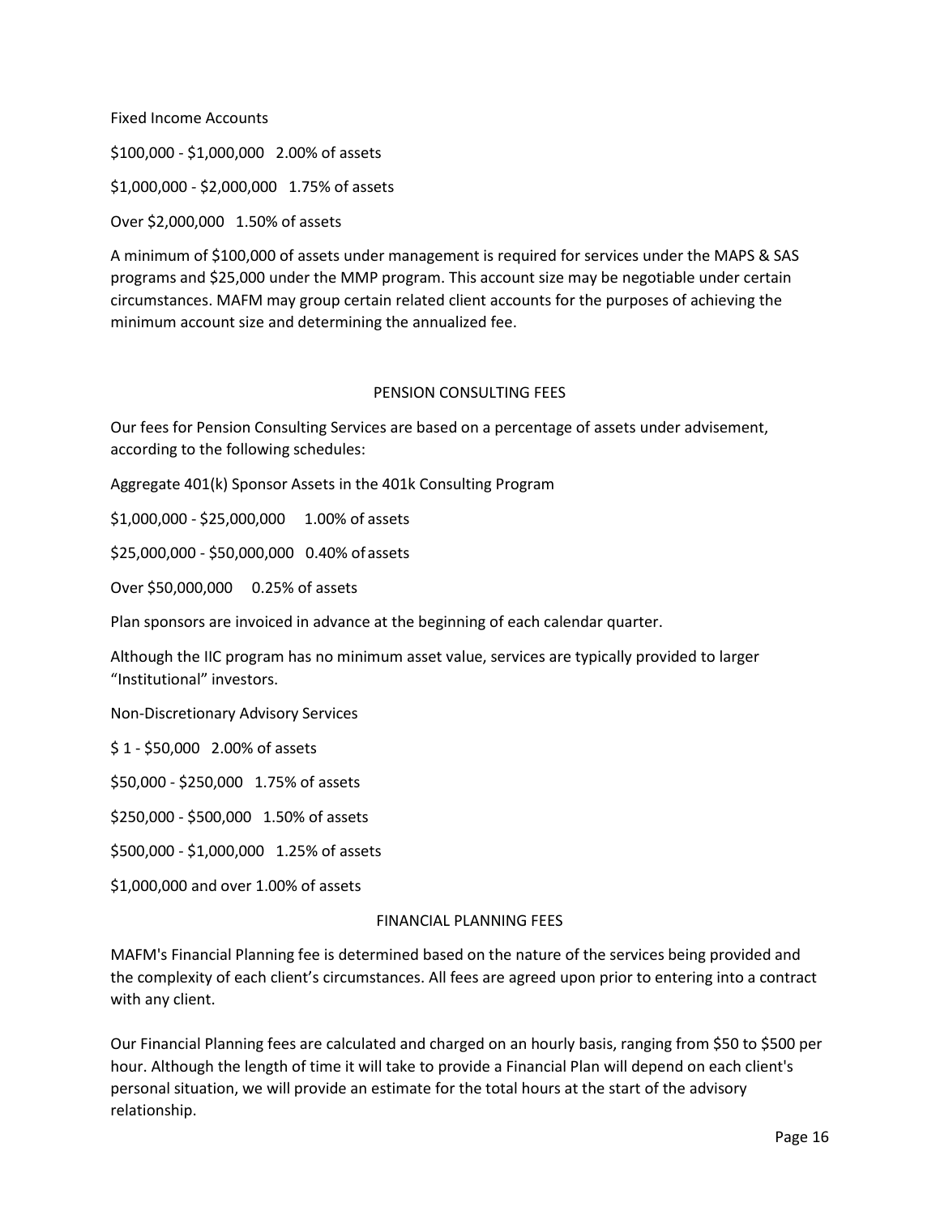Fixed Income Accounts

$100,000 - $1,000,000   2.00% of assets

$1,000,000 - $2,000,000   1.75% of assets

Over $2,000,000   1.50% of assets

A minimum of $100,000 of assets under management is required for services under the MAPS & SAS programs and $25,000 under the MMP program. This account size may be negotiable under certain circumstances. MAFM may group certain related client accounts for the purposes of achieving the minimum account size and determining the annualized fee.

## PENSION CONSULTING FEES

Our fees for Pension Consulting Services are based on a percentage of assets under advisement, according to the following schedules:

Aggregate 401(k) Sponsor Assets in the 401k Consulting Program

$1,000,000 - $25,000,000   1.00% of assets

$25,000,000 - $50,000,000   0.40% of assets

Over $50,000,000   0.25% of assets

Plan sponsors are invoiced in advance at the beginning of each calendar quarter.

Although the IIC program has no minimum asset value, services are typically provided to larger "Institutional" investors.

Non-Discretionary Advisory Services

$ 1 - $50,000   2.00% of assets

$50,000 - $250,000   1.75% of assets

$250,000 - $500,000   1.50% of assets

$500,000 - $1,000,000   1.25% of assets

$1,000,000 and over 1.00% of assets

## FINANCIAL PLANNING FEES

MAFM's Financial Planning fee is determined based on the nature of the services being provided and the complexity of each client's circumstances. All fees are agreed upon prior to entering into a contract with any client.

Our Financial Planning fees are calculated and charged on an hourly basis, ranging from $50 to $500 per hour. Although the length of time it will take to provide a Financial Plan will depend on each client's personal situation, we will provide an estimate for the total hours at the start of the advisory relationship.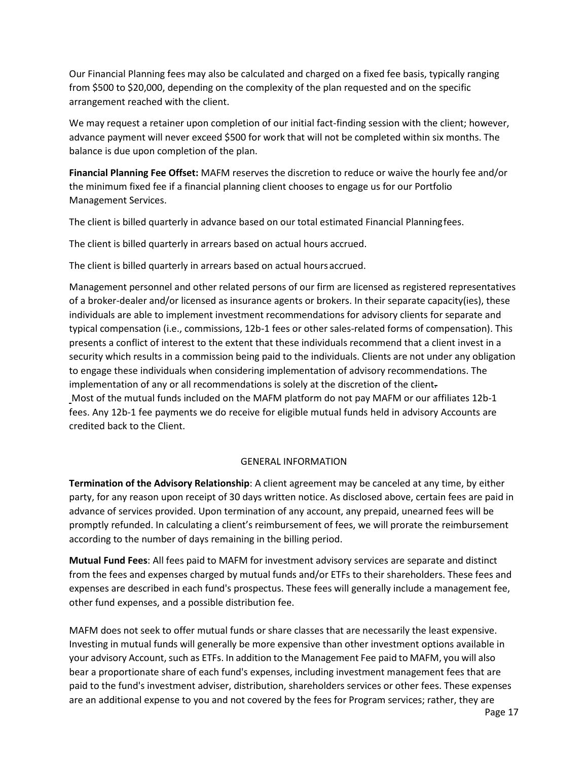Our Financial Planning fees may also be calculated and charged on a fixed fee basis, typically ranging from $500 to $20,000, depending on the complexity of the plan requested and on the specific arrangement reached with the client.

We may request a retainer upon completion of our initial fact-finding session with the client; however, advance payment will never exceed $500 for work that will not be completed within six months. The balance is due upon completion of the plan.

**Financial Planning Fee Offset:** MAFM reserves the discretion to reduce or waive the hourly fee and/or the minimum fixed fee if a financial planning client chooses to engage us for our Portfolio Management Services.

The client is billed quarterly in advance based on our total estimated Financial Planning fees.

The client is billed quarterly in arrears based on actual hours accrued.

The client is billed quarterly in arrears based on actual hours accrued.

Management personnel and other related persons of our firm are licensed as registered representatives of a broker-dealer and/or licensed as insurance agents or brokers. In their separate capacity(ies), these individuals are able to implement investment recommendations for advisory clients for separate and typical compensation (i.e., commissions, 12b-1 fees or other sales-related forms of compensation). This presents a conflict of interest to the extent that these individuals recommend that a client invest in a security which results in a commission being paid to the individuals. Clients are not under any obligation to engage these individuals when considering implementation of advisory recommendations. The implementation of any or all recommendations is solely at the discretion of the client.
Most of the mutual funds included on the MAFM platform do not pay MAFM or our affiliates 12b-1 fees. Any 12b-1 fee payments we do receive for eligible mutual funds held in advisory Accounts are credited back to the Client.

GENERAL INFORMATION

**Termination of the Advisory Relationship**: A client agreement may be canceled at any time, by either party, for any reason upon receipt of 30 days written notice. As disclosed above, certain fees are paid in advance of services provided. Upon termination of any account, any prepaid, unearned fees will be promptly refunded. In calculating a client's reimbursement of fees, we will prorate the reimbursement according to the number of days remaining in the billing period.

**Mutual Fund Fees**: All fees paid to MAFM for investment advisory services are separate and distinct from the fees and expenses charged by mutual funds and/or ETFs to their shareholders. These fees and expenses are described in each fund's prospectus. These fees will generally include a management fee, other fund expenses, and a possible distribution fee.

MAFM does not seek to offer mutual funds or share classes that are necessarily the least expensive. Investing in mutual funds will generally be more expensive than other investment options available in your advisory Account, such as ETFs. In addition to the Management Fee paid to MAFM, you will also bear a proportionate share of each fund's expenses, including investment management fees that are paid to the fund's investment adviser, distribution, shareholders services or other fees. These expenses are an additional expense to you and not covered by the fees for Program services; rather, they are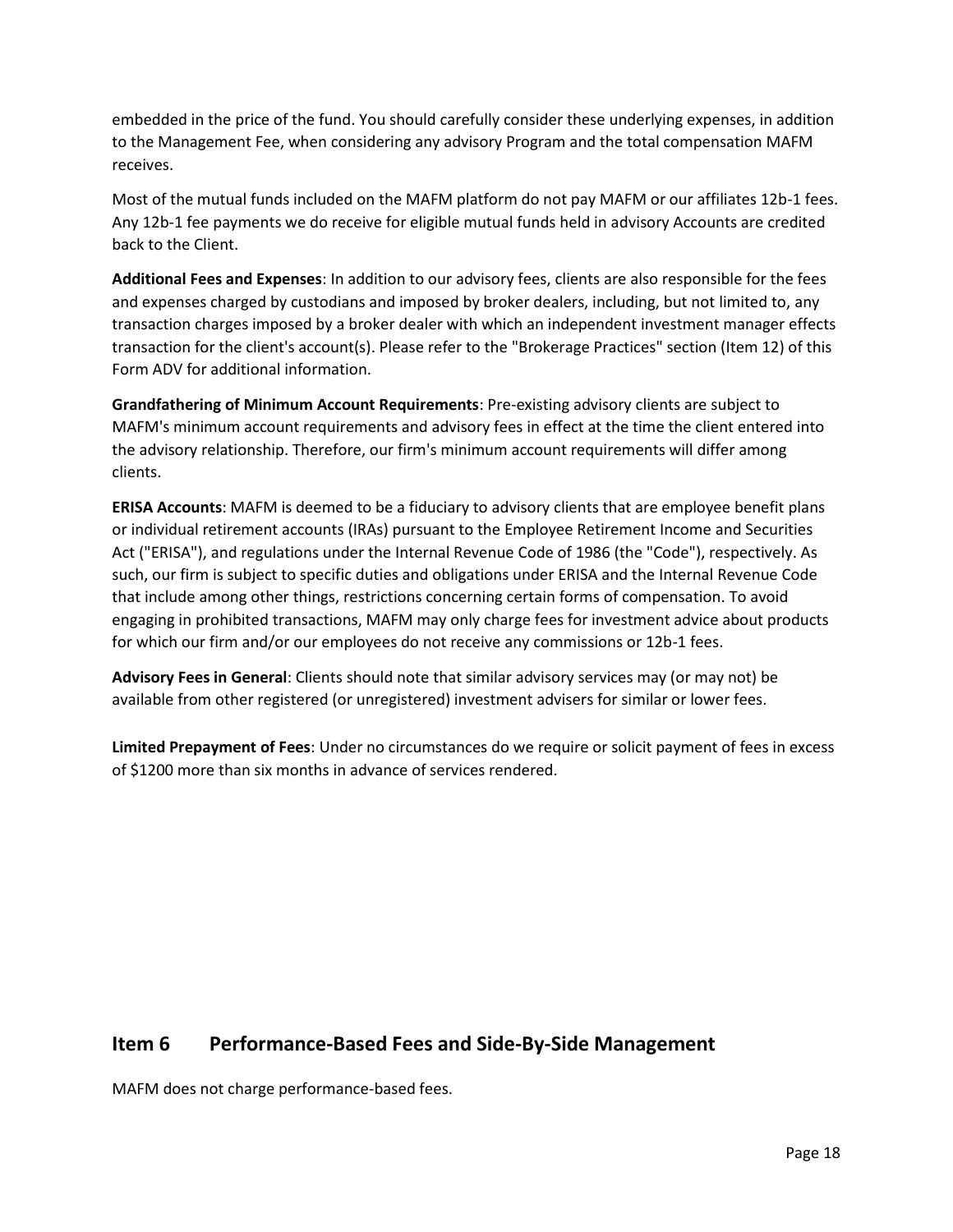embedded in the price of the fund. You should carefully consider these underlying expenses, in addition to the Management Fee, when considering any advisory Program and the total compensation MAFM receives.

Most of the mutual funds included on the MAFM platform do not pay MAFM or our affiliates 12b-1 fees. Any 12b-1 fee payments we do receive for eligible mutual funds held in advisory Accounts are credited back to the Client.

**Additional Fees and Expenses**: In addition to our advisory fees, clients are also responsible for the fees and expenses charged by custodians and imposed by broker dealers, including, but not limited to, any transaction charges imposed by a broker dealer with which an independent investment manager effects transaction for the client's account(s). Please refer to the "Brokerage Practices" section (Item 12) of this Form ADV for additional information.

**Grandfathering of Minimum Account Requirements**: Pre-existing advisory clients are subject to MAFM's minimum account requirements and advisory fees in effect at the time the client entered into the advisory relationship. Therefore, our firm's minimum account requirements will differ among clients.

**ERISA Accounts**: MAFM is deemed to be a fiduciary to advisory clients that are employee benefit plans or individual retirement accounts (IRAs) pursuant to the Employee Retirement Income and Securities Act ("ERISA"), and regulations under the Internal Revenue Code of 1986 (the "Code"), respectively. As such, our firm is subject to specific duties and obligations under ERISA and the Internal Revenue Code that include among other things, restrictions concerning certain forms of compensation. To avoid engaging in prohibited transactions, MAFM may only charge fees for investment advice about products for which our firm and/or our employees do not receive any commissions or 12b-1 fees.

**Advisory Fees in General**: Clients should note that similar advisory services may (or may not) be available from other registered (or unregistered) investment advisers for similar or lower fees.

**Limited Prepayment of Fees**: Under no circumstances do we require or solicit payment of fees in excess of $1200 more than six months in advance of services rendered.

## Item 6 Performance-Based Fees and Side-By-Side Management

MAFM does not charge performance-based fees.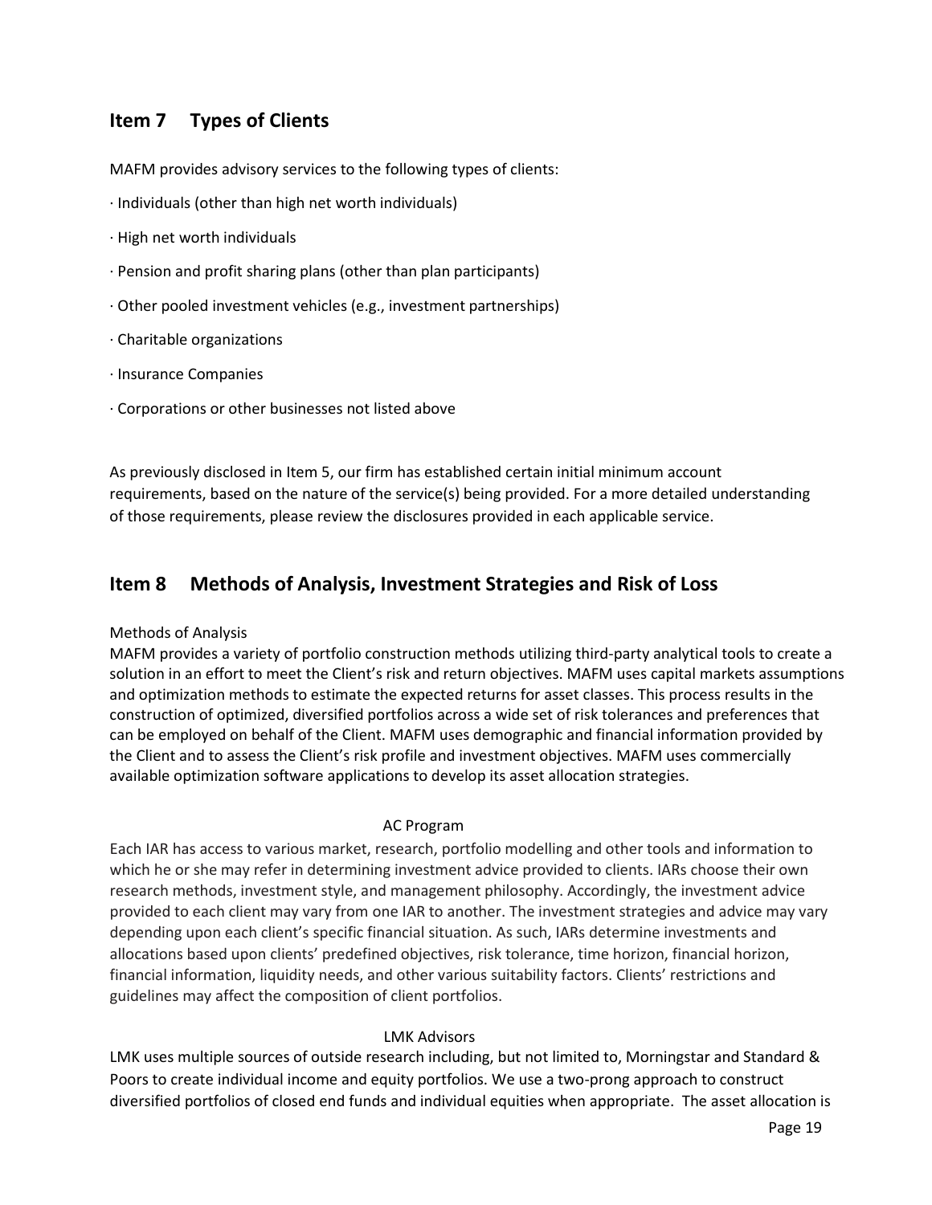## Item 7 Types of Clients

MAFM provides advisory services to the following types of clients:

· Individuals (other than high net worth individuals)

· High net worth individuals

· Pension and profit sharing plans (other than plan participants)

· Other pooled investment vehicles (e.g., investment partnerships)

· Charitable organizations

· Insurance Companies

· Corporations or other businesses not listed above

As previously disclosed in Item 5, our firm has established certain initial minimum account requirements, based on the nature of the service(s) being provided. For a more detailed understanding of those requirements, please review the disclosures provided in each applicable service.

## Item 8 Methods of Analysis, Investment Strategies and Risk of Loss

Methods of Analysis

MAFM provides a variety of portfolio construction methods utilizing third-party analytical tools to create a solution in an effort to meet the Client's risk and return objectives. MAFM uses capital markets assumptions and optimization methods to estimate the expected returns for asset classes. This process results in the construction of optimized, diversified portfolios across a wide set of risk tolerances and preferences that can be employed on behalf of the Client. MAFM uses demographic and financial information provided by the Client and to assess the Client's risk profile and investment objectives. MAFM uses commercially available optimization software applications to develop its asset allocation strategies.

AC Program

Each IAR has access to various market, research, portfolio modelling and other tools and information to which he or she may refer in determining investment advice provided to clients. IARs choose their own research methods, investment style, and management philosophy. Accordingly, the investment advice provided to each client may vary from one IAR to another. The investment strategies and advice may vary depending upon each client's specific financial situation. As such, IARs determine investments and allocations based upon clients' predefined objectives, risk tolerance, time horizon, financial horizon, financial information, liquidity needs, and other various suitability factors. Clients' restrictions and guidelines may affect the composition of client portfolios.

LMK Advisors

LMK uses multiple sources of outside research including, but not limited to, Morningstar and Standard & Poors to create individual income and equity portfolios. We use a two-prong approach to construct diversified portfolios of closed end funds and individual equities when appropriate. The asset allocation is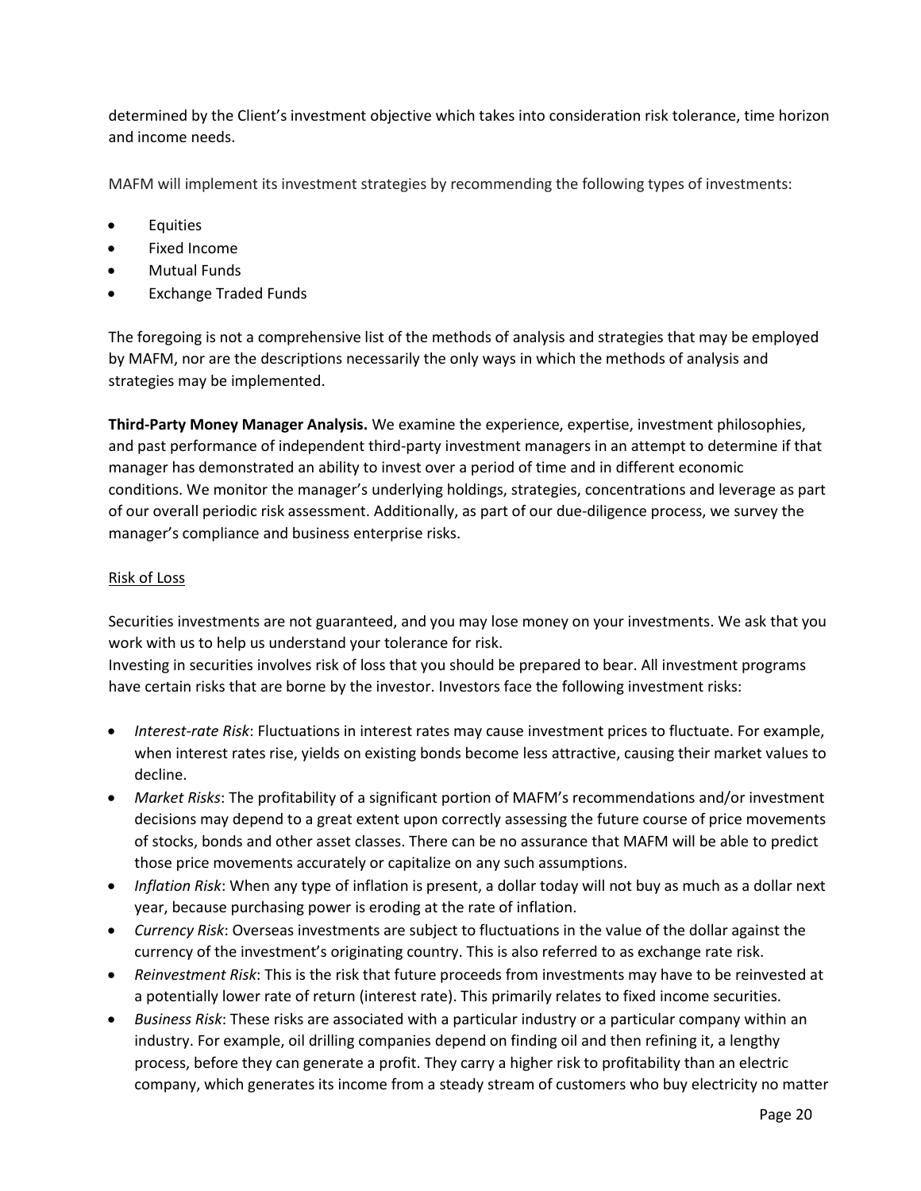determined by the Client's investment objective which takes into consideration risk tolerance, time horizon and income needs.

MAFM will implement its investment strategies by recommending the following types of investments:

- Equities
- Fixed Income
- Mutual Funds
- Exchange Traded Funds

The foregoing is not a comprehensive list of the methods of analysis and strategies that may be employed by MAFM, nor are the descriptions necessarily the only ways in which the methods of analysis and strategies may be implemented.

**Third-Party Money Manager Analysis.** We examine the experience, expertise, investment philosophies, and past performance of independent third-party investment managers in an attempt to determine if that manager has demonstrated an ability to invest over a period of time and in different economic conditions. We monitor the manager's underlying holdings, strategies, concentrations and leverage as part of our overall periodic risk assessment. Additionally, as part of our due-diligence process, we survey the manager's compliance and business enterprise risks.

<u>Risk of Loss</u>

Securities investments are not guaranteed, and you may lose money on your investments. We ask that you work with us to help us understand your tolerance for risk.
Investing in securities involves risk of loss that you should be prepared to bear. All investment programs have certain risks that are borne by the investor. Investors face the following investment risks:

- *Interest-rate Risk*: Fluctuations in interest rates may cause investment prices to fluctuate. For example, when interest rates rise, yields on existing bonds become less attractive, causing their market values to decline.
- *Market Risks*: The profitability of a significant portion of MAFM's recommendations and/or investment decisions may depend to a great extent upon correctly assessing the future course of price movements of stocks, bonds and other asset classes. There can be no assurance that MAFM will be able to predict those price movements accurately or capitalize on any such assumptions.
- *Inflation Risk*: When any type of inflation is present, a dollar today will not buy as much as a dollar next year, because purchasing power is eroding at the rate of inflation.
- *Currency Risk*: Overseas investments are subject to fluctuations in the value of the dollar against the currency of the investment's originating country. This is also referred to as exchange rate risk.
- *Reinvestment Risk*: This is the risk that future proceeds from investments may have to be reinvested at a potentially lower rate of return (interest rate). This primarily relates to fixed income securities.
- *Business Risk*: These risks are associated with a particular industry or a particular company within an industry. For example, oil drilling companies depend on finding oil and then refining it, a lengthy process, before they can generate a profit. They carry a higher risk to profitability than an electric company, which generates its income from a steady stream of customers who buy electricity no matter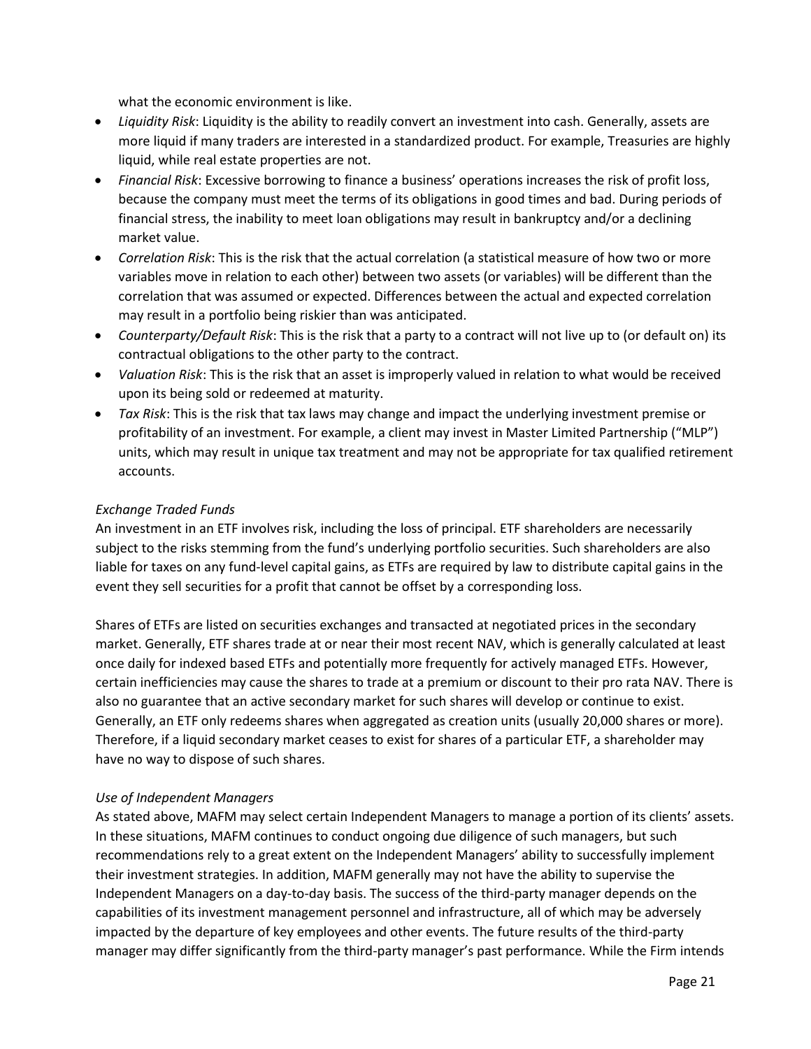what the economic environment is like.

- *Liquidity Risk*: Liquidity is the ability to readily convert an investment into cash. Generally, assets are more liquid if many traders are interested in a standardized product. For example, Treasuries are highly liquid, while real estate properties are not.
- *Financial Risk*: Excessive borrowing to finance a business' operations increases the risk of profit loss, because the company must meet the terms of its obligations in good times and bad. During periods of financial stress, the inability to meet loan obligations may result in bankruptcy and/or a declining market value.
- *Correlation Risk*: This is the risk that the actual correlation (a statistical measure of how two or more variables move in relation to each other) between two assets (or variables) will be different than the correlation that was assumed or expected. Differences between the actual and expected correlation may result in a portfolio being riskier than was anticipated.
- *Counterparty/Default Risk*: This is the risk that a party to a contract will not live up to (or default on) its contractual obligations to the other party to the contract.
- *Valuation Risk*: This is the risk that an asset is improperly valued in relation to what would be received upon its being sold or redeemed at maturity.
- *Tax Risk*: This is the risk that tax laws may change and impact the underlying investment premise or profitability of an investment. For example, a client may invest in Master Limited Partnership ("MLP") units, which may result in unique tax treatment and may not be appropriate for tax qualified retirement accounts.

*Exchange Traded Funds*

An investment in an ETF involves risk, including the loss of principal. ETF shareholders are necessarily subject to the risks stemming from the fund's underlying portfolio securities. Such shareholders are also liable for taxes on any fund-level capital gains, as ETFs are required by law to distribute capital gains in the event they sell securities for a profit that cannot be offset by a corresponding loss.

Shares of ETFs are listed on securities exchanges and transacted at negotiated prices in the secondary market. Generally, ETF shares trade at or near their most recent NAV, which is generally calculated at least once daily for indexed based ETFs and potentially more frequently for actively managed ETFs. However, certain inefficiencies may cause the shares to trade at a premium or discount to their pro rata NAV. There is also no guarantee that an active secondary market for such shares will develop or continue to exist. Generally, an ETF only redeems shares when aggregated as creation units (usually 20,000 shares or more). Therefore, if a liquid secondary market ceases to exist for shares of a particular ETF, a shareholder may have no way to dispose of such shares.

*Use of Independent Managers*

As stated above, MAFM may select certain Independent Managers to manage a portion of its clients' assets. In these situations, MAFM continues to conduct ongoing due diligence of such managers, but such recommendations rely to a great extent on the Independent Managers' ability to successfully implement their investment strategies. In addition, MAFM generally may not have the ability to supervise the Independent Managers on a day-to-day basis. The success of the third-party manager depends on the capabilities of its investment management personnel and infrastructure, all of which may be adversely impacted by the departure of key employees and other events. The future results of the third-party manager may differ significantly from the third-party manager's past performance. While the Firm intends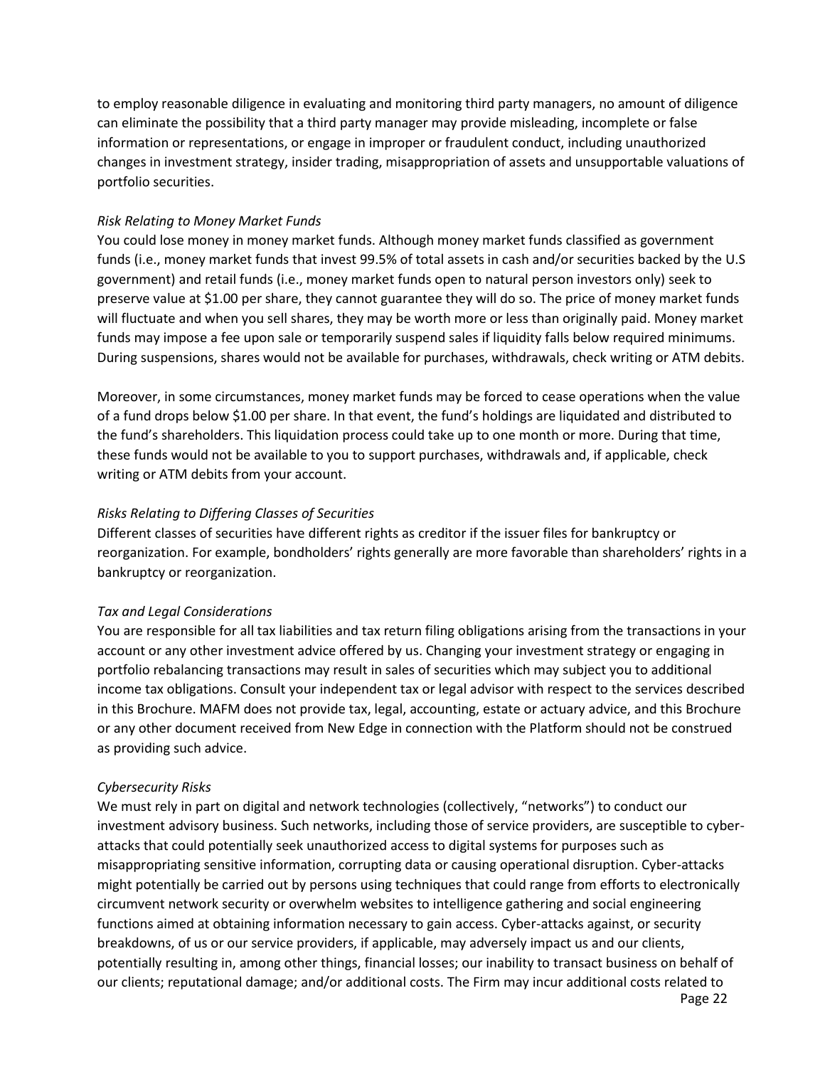to employ reasonable diligence in evaluating and monitoring third party managers, no amount of diligence can eliminate the possibility that a third party manager may provide misleading, incomplete or false information or representations, or engage in improper or fraudulent conduct, including unauthorized changes in investment strategy, insider trading, misappropriation of assets and unsupportable valuations of portfolio securities.

*Risk Relating to Money Market Funds*

You could lose money in money market funds. Although money market funds classified as government funds (i.e., money market funds that invest 99.5% of total assets in cash and/or securities backed by the U.S government) and retail funds (i.e., money market funds open to natural person investors only) seek to preserve value at $1.00 per share, they cannot guarantee they will do so. The price of money market funds will fluctuate and when you sell shares, they may be worth more or less than originally paid. Money market funds may impose a fee upon sale or temporarily suspend sales if liquidity falls below required minimums. During suspensions, shares would not be available for purchases, withdrawals, check writing or ATM debits.

Moreover, in some circumstances, money market funds may be forced to cease operations when the value of a fund drops below $1.00 per share. In that event, the fund's holdings are liquidated and distributed to the fund's shareholders. This liquidation process could take up to one month or more. During that time, these funds would not be available to you to support purchases, withdrawals and, if applicable, check writing or ATM debits from your account.

*Risks Relating to Differing Classes of Securities*

Different classes of securities have different rights as creditor if the issuer files for bankruptcy or reorganization. For example, bondholders' rights generally are more favorable than shareholders' rights in a bankruptcy or reorganization.

*Tax and Legal Considerations*

You are responsible for all tax liabilities and tax return filing obligations arising from the transactions in your account or any other investment advice offered by us. Changing your investment strategy or engaging in portfolio rebalancing transactions may result in sales of securities which may subject you to additional income tax obligations. Consult your independent tax or legal advisor with respect to the services described in this Brochure. MAFM does not provide tax, legal, accounting, estate or actuary advice, and this Brochure or any other document received from New Edge in connection with the Platform should not be construed as providing such advice.

*Cybersecurity Risks*

We must rely in part on digital and network technologies (collectively, "networks") to conduct our investment advisory business. Such networks, including those of service providers, are susceptible to cyber-attacks that could potentially seek unauthorized access to digital systems for purposes such as misappropriating sensitive information, corrupting data or causing operational disruption. Cyber-attacks might potentially be carried out by persons using techniques that could range from efforts to electronically circumvent network security or overwhelm websites to intelligence gathering and social engineering functions aimed at obtaining information necessary to gain access. Cyber-attacks against, or security breakdowns, of us or our service providers, if applicable, may adversely impact us and our clients, potentially resulting in, among other things, financial losses; our inability to transact business on behalf of our clients; reputational damage; and/or additional costs. The Firm may incur additional costs related to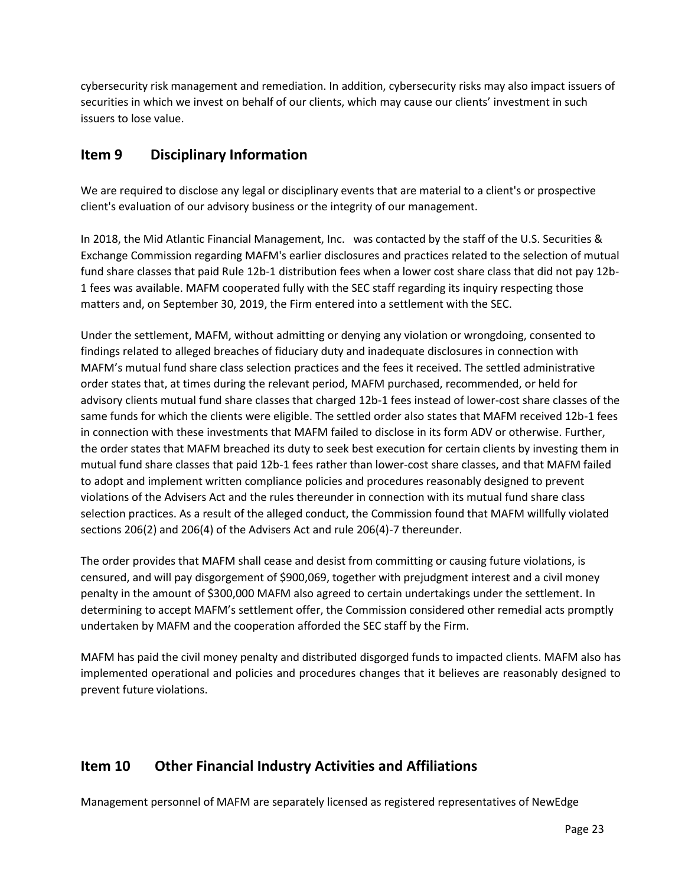cybersecurity risk management and remediation. In addition, cybersecurity risks may also impact issuers of securities in which we invest on behalf of our clients, which may cause our clients' investment in such issuers to lose value.

## Item 9 Disciplinary Information

We are required to disclose any legal or disciplinary events that are material to a client's or prospective client's evaluation of our advisory business or the integrity of our management.

In 2018, the Mid Atlantic Financial Management, Inc. was contacted by the staff of the U.S. Securities & Exchange Commission regarding MAFM's earlier disclosures and practices related to the selection of mutual fund share classes that paid Rule 12b-1 distribution fees when a lower cost share class that did not pay 12b-1 fees was available. MAFM cooperated fully with the SEC staff regarding its inquiry respecting those matters and, on September 30, 2019, the Firm entered into a settlement with the SEC.

Under the settlement, MAFM, without admitting or denying any violation or wrongdoing, consented to findings related to alleged breaches of fiduciary duty and inadequate disclosures in connection with MAFM's mutual fund share class selection practices and the fees it received. The settled administrative order states that, at times during the relevant period, MAFM purchased, recommended, or held for advisory clients mutual fund share classes that charged 12b-1 fees instead of lower-cost share classes of the same funds for which the clients were eligible. The settled order also states that MAFM received 12b-1 fees in connection with these investments that MAFM failed to disclose in its form ADV or otherwise. Further, the order states that MAFM breached its duty to seek best execution for certain clients by investing them in mutual fund share classes that paid 12b-1 fees rather than lower-cost share classes, and that MAFM failed to adopt and implement written compliance policies and procedures reasonably designed to prevent violations of the Advisers Act and the rules thereunder in connection with its mutual fund share class selection practices. As a result of the alleged conduct, the Commission found that MAFM willfully violated sections 206(2) and 206(4) of the Advisers Act and rule 206(4)-7 thereunder.

The order provides that MAFM shall cease and desist from committing or causing future violations, is censured, and will pay disgorgement of $900,069, together with prejudgment interest and a civil money penalty in the amount of $300,000 MAFM also agreed to certain undertakings under the settlement. In determining to accept MAFM's settlement offer, the Commission considered other remedial acts promptly undertaken by MAFM and the cooperation afforded the SEC staff by the Firm.

MAFM has paid the civil money penalty and distributed disgorged funds to impacted clients. MAFM also has implemented operational and policies and procedures changes that it believes are reasonably designed to prevent future violations.

## Item 10 Other Financial Industry Activities and Affiliations

Management personnel of MAFM are separately licensed as registered representatives of NewEdge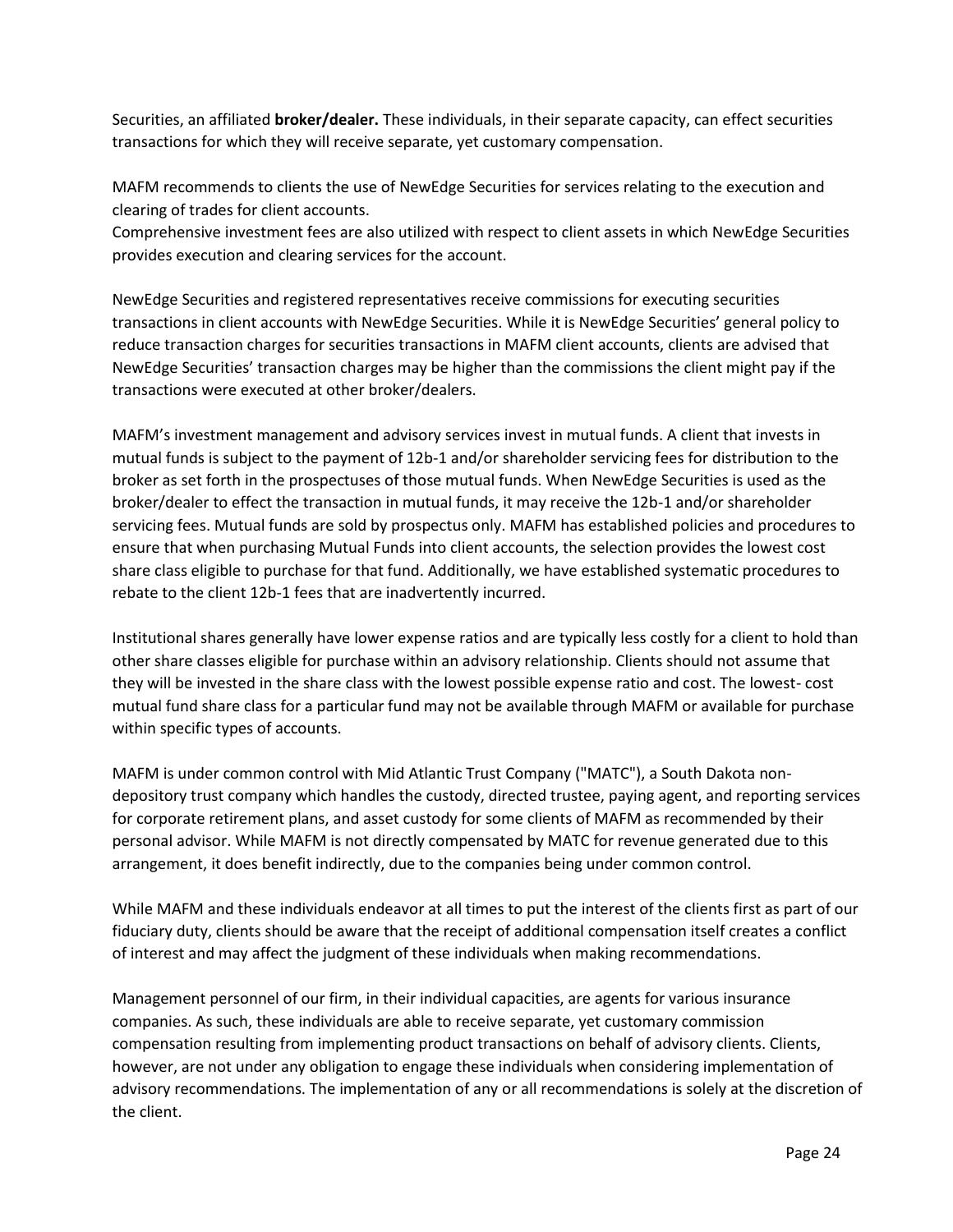Securities, an affiliated **broker/dealer.** These individuals, in their separate capacity, can effect securities transactions for which they will receive separate, yet customary compensation.

MAFM recommends to clients the use of NewEdge Securities for services relating to the execution and clearing of trades for client accounts.
Comprehensive investment fees are also utilized with respect to client assets in which NewEdge Securities provides execution and clearing services for the account.

NewEdge Securities and registered representatives receive commissions for executing securities transactions in client accounts with NewEdge Securities. While it is NewEdge Securities' general policy to reduce transaction charges for securities transactions in MAFM client accounts, clients are advised that NewEdge Securities' transaction charges may be higher than the commissions the client might pay if the transactions were executed at other broker/dealers.

MAFM's investment management and advisory services invest in mutual funds. A client that invests in mutual funds is subject to the payment of 12b-1 and/or shareholder servicing fees for distribution to the broker as set forth in the prospectuses of those mutual funds. When NewEdge Securities is used as the broker/dealer to effect the transaction in mutual funds, it may receive the 12b-1 and/or shareholder servicing fees. Mutual funds are sold by prospectus only. MAFM has established policies and procedures to ensure that when purchasing Mutual Funds into client accounts, the selection provides the lowest cost share class eligible to purchase for that fund. Additionally, we have established systematic procedures to rebate to the client 12b-1 fees that are inadvertently incurred.

Institutional shares generally have lower expense ratios and are typically less costly for a client to hold than other share classes eligible for purchase within an advisory relationship. Clients should not assume that they will be invested in the share class with the lowest possible expense ratio and cost. The lowest- cost mutual fund share class for a particular fund may not be available through MAFM or available for purchase within specific types of accounts.

MAFM is under common control with Mid Atlantic Trust Company ("MATC"), a South Dakota non-depository trust company which handles the custody, directed trustee, paying agent, and reporting services for corporate retirement plans, and asset custody for some clients of MAFM as recommended by their personal advisor. While MAFM is not directly compensated by MATC for revenue generated due to this arrangement, it does benefit indirectly, due to the companies being under common control.

While MAFM and these individuals endeavor at all times to put the interest of the clients first as part of our fiduciary duty, clients should be aware that the receipt of additional compensation itself creates a conflict of interest and may affect the judgment of these individuals when making recommendations.

Management personnel of our firm, in their individual capacities, are agents for various insurance companies. As such, these individuals are able to receive separate, yet customary commission compensation resulting from implementing product transactions on behalf of advisory clients. Clients, however, are not under any obligation to engage these individuals when considering implementation of advisory recommendations. The implementation of any or all recommendations is solely at the discretion of the client.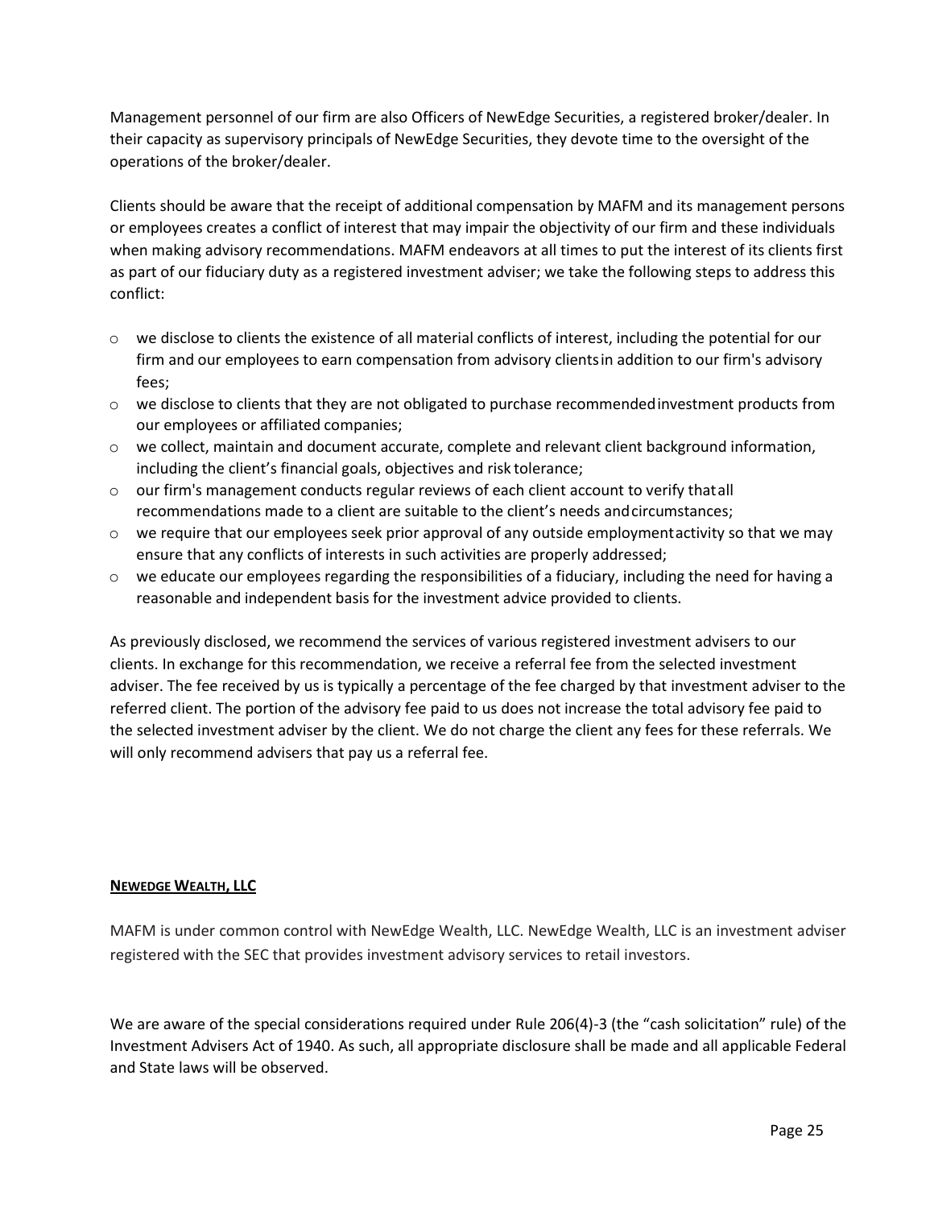Management personnel of our firm are also Officers of NewEdge Securities, a registered broker/dealer. In their capacity as supervisory principals of NewEdge Securities, they devote time to the oversight of the operations of the broker/dealer.

Clients should be aware that the receipt of additional compensation by MAFM and its management persons or employees creates a conflict of interest that may impair the objectivity of our firm and these individuals when making advisory recommendations. MAFM endeavors at all times to put the interest of its clients first as part of our fiduciary duty as a registered investment adviser; we take the following steps to address this conflict:

- we disclose to clients the existence of all material conflicts of interest, including the potential for our firm and our employees to earn compensation from advisory clients in addition to our firm's advisory fees;
- we disclose to clients that they are not obligated to purchase recommended investment products from our employees or affiliated companies;
- we collect, maintain and document accurate, complete and relevant client background information, including the client's financial goals, objectives and risk tolerance;
- our firm's management conducts regular reviews of each client account to verify that all recommendations made to a client are suitable to the client's needs and circumstances;
- we require that our employees seek prior approval of any outside employment activity so that we may ensure that any conflicts of interests in such activities are properly addressed;
- we educate our employees regarding the responsibilities of a fiduciary, including the need for having a reasonable and independent basis for the investment advice provided to clients.

As previously disclosed, we recommend the services of various registered investment advisers to our clients. In exchange for this recommendation, we receive a referral fee from the selected investment adviser. The fee received by us is typically a percentage of the fee charged by that investment adviser to the referred client. The portion of the advisory fee paid to us does not increase the total advisory fee paid to the selected investment adviser by the client. We do not charge the client any fees for these referrals. We will only recommend advisers that pay us a referral fee.

**NEWEDGE WEALTH, LLC**

MAFM is under common control with NewEdge Wealth, LLC. NewEdge Wealth, LLC is an investment adviser registered with the SEC that provides investment advisory services to retail investors.

We are aware of the special considerations required under Rule 206(4)-3 (the "cash solicitation" rule) of the Investment Advisers Act of 1940. As such, all appropriate disclosure shall be made and all applicable Federal and State laws will be observed.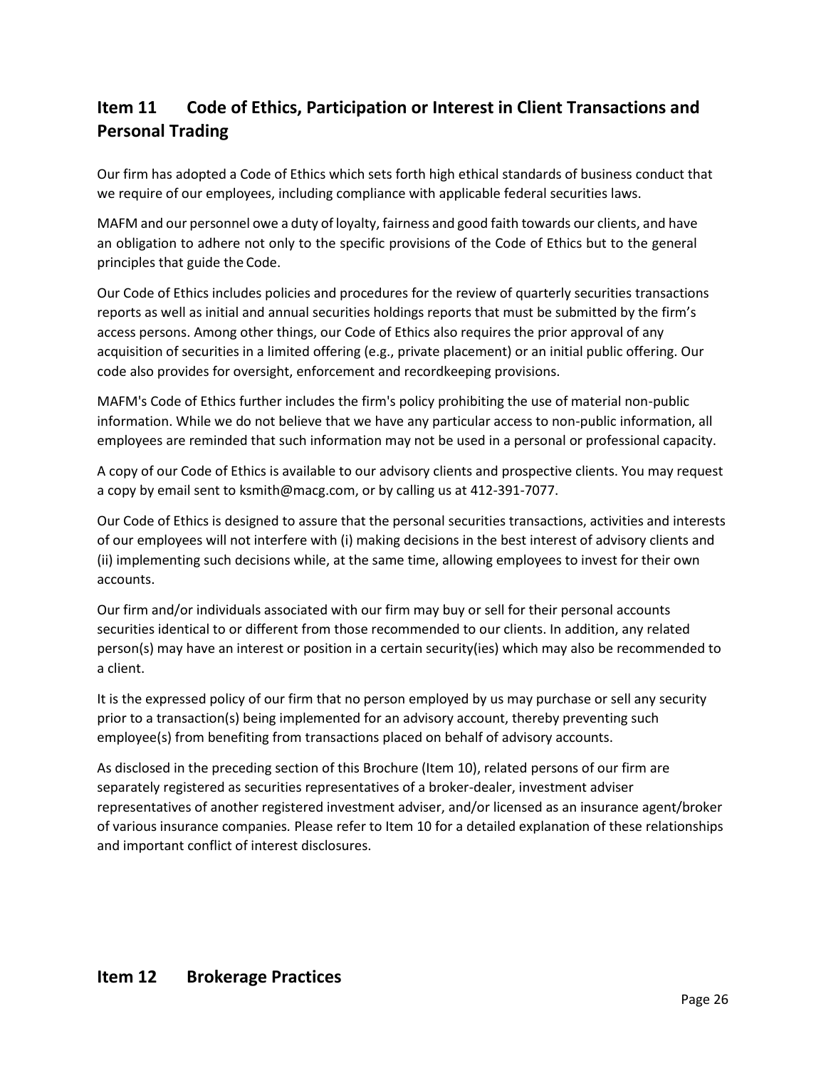## Item 11 Code of Ethics, Participation or Interest in Client Transactions and Personal Trading

Our firm has adopted a Code of Ethics which sets forth high ethical standards of business conduct that we require of our employees, including compliance with applicable federal securities laws.

MAFM and our personnel owe a duty of loyalty, fairness and good faith towards our clients, and have an obligation to adhere not only to the specific provisions of the Code of Ethics but to the general principles that guide the Code.

Our Code of Ethics includes policies and procedures for the review of quarterly securities transactions reports as well as initial and annual securities holdings reports that must be submitted by the firm's access persons. Among other things, our Code of Ethics also requires the prior approval of any acquisition of securities in a limited offering (e.g., private placement) or an initial public offering. Our code also provides for oversight, enforcement and recordkeeping provisions.

MAFM's Code of Ethics further includes the firm's policy prohibiting the use of material non-public information. While we do not believe that we have any particular access to non-public information, all employees are reminded that such information may not be used in a personal or professional capacity.

A copy of our Code of Ethics is available to our advisory clients and prospective clients. You may request a copy by email sent to ksmith@macg.com, or by calling us at 412-391-7077.

Our Code of Ethics is designed to assure that the personal securities transactions, activities and interests of our employees will not interfere with (i) making decisions in the best interest of advisory clients and (ii) implementing such decisions while, at the same time, allowing employees to invest for their own accounts.

Our firm and/or individuals associated with our firm may buy or sell for their personal accounts securities identical to or different from those recommended to our clients. In addition, any related person(s) may have an interest or position in a certain security(ies) which may also be recommended to a client.

It is the expressed policy of our firm that no person employed by us may purchase or sell any security prior to a transaction(s) being implemented for an advisory account, thereby preventing such employee(s) from benefiting from transactions placed on behalf of advisory accounts.

As disclosed in the preceding section of this Brochure (Item 10), related persons of our firm are separately registered as securities representatives of a broker-dealer, investment adviser representatives of another registered investment adviser, and/or licensed as an insurance agent/broker of various insurance companies. Please refer to Item 10 for a detailed explanation of these relationships and important conflict of interest disclosures.

## Item 12 Brokerage Practices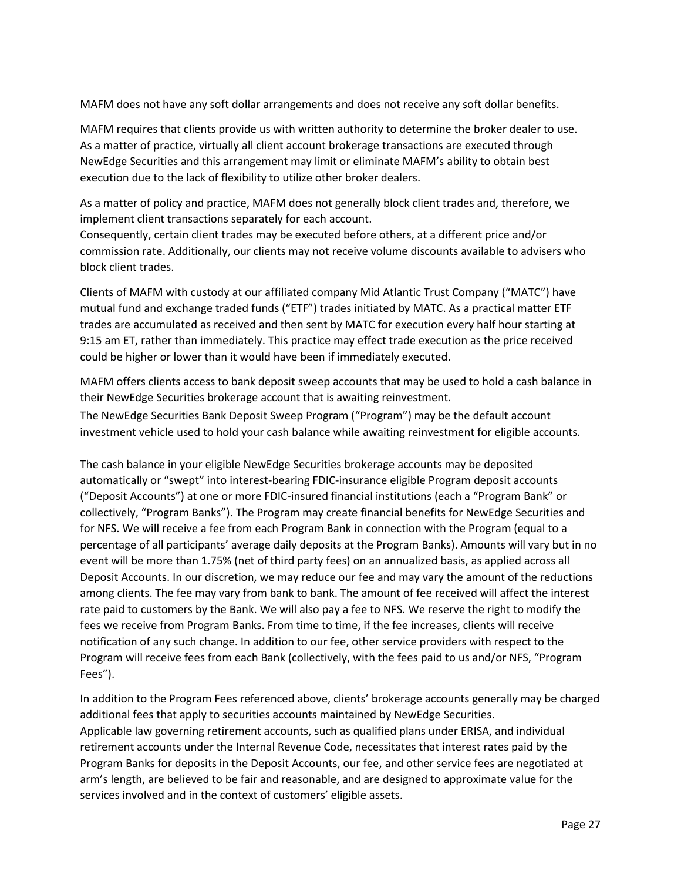MAFM does not have any soft dollar arrangements and does not receive any soft dollar benefits.

MAFM requires that clients provide us with written authority to determine the broker dealer to use. As a matter of practice, virtually all client account brokerage transactions are executed through NewEdge Securities and this arrangement may limit or eliminate MAFM's ability to obtain best execution due to the lack of flexibility to utilize other broker dealers.

As a matter of policy and practice, MAFM does not generally block client trades and, therefore, we implement client transactions separately for each account.
Consequently, certain client trades may be executed before others, at a different price and/or commission rate. Additionally, our clients may not receive volume discounts available to advisers who block client trades.

Clients of MAFM with custody at our affiliated company Mid Atlantic Trust Company ("MATC") have mutual fund and exchange traded funds ("ETF") trades initiated by MATC. As a practical matter ETF trades are accumulated as received and then sent by MATC for execution every half hour starting at 9:15 am ET, rather than immediately. This practice may effect trade execution as the price received could be higher or lower than it would have been if immediately executed.

MAFM offers clients access to bank deposit sweep accounts that may be used to hold a cash balance in their NewEdge Securities brokerage account that is awaiting reinvestment.
The NewEdge Securities Bank Deposit Sweep Program ("Program") may be the default account investment vehicle used to hold your cash balance while awaiting reinvestment for eligible accounts.

The cash balance in your eligible NewEdge Securities brokerage accounts may be deposited automatically or "swept" into interest-bearing FDIC-insurance eligible Program deposit accounts ("Deposit Accounts") at one or more FDIC-insured financial institutions (each a "Program Bank" or collectively, "Program Banks"). The Program may create financial benefits for NewEdge Securities and for NFS. We will receive a fee from each Program Bank in connection with the Program (equal to a percentage of all participants' average daily deposits at the Program Banks). Amounts will vary but in no event will be more than 1.75% (net of third party fees) on an annualized basis, as applied across all Deposit Accounts. In our discretion, we may reduce our fee and may vary the amount of the reductions among clients. The fee may vary from bank to bank. The amount of fee received will affect the interest rate paid to customers by the Bank. We will also pay a fee to NFS. We reserve the right to modify the fees we receive from Program Banks. From time to time, if the fee increases, clients will receive notification of any such change. In addition to our fee, other service providers with respect to the Program will receive fees from each Bank (collectively, with the fees paid to us and/or NFS, "Program Fees").

In addition to the Program Fees referenced above, clients' brokerage accounts generally may be charged additional fees that apply to securities accounts maintained by NewEdge Securities.
Applicable law governing retirement accounts, such as qualified plans under ERISA, and individual retirement accounts under the Internal Revenue Code, necessitates that interest rates paid by the Program Banks for deposits in the Deposit Accounts, our fee, and other service fees are negotiated at arm's length, are believed to be fair and reasonable, and are designed to approximate value for the services involved and in the context of customers' eligible assets.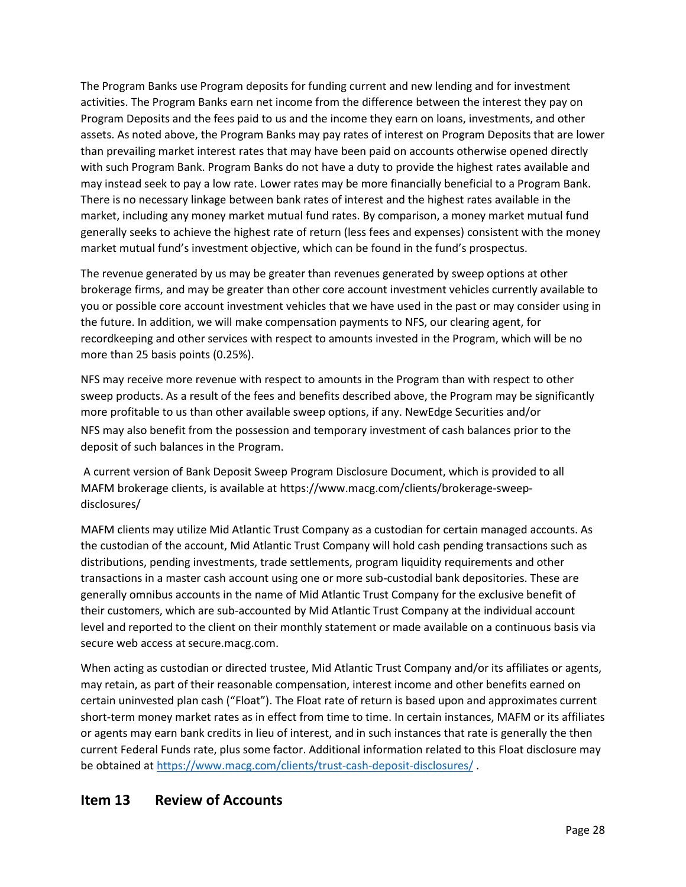The Program Banks use Program deposits for funding current and new lending and for investment activities. The Program Banks earn net income from the difference between the interest they pay on Program Deposits and the fees paid to us and the income they earn on loans, investments, and other assets. As noted above, the Program Banks may pay rates of interest on Program Deposits that are lower than prevailing market interest rates that may have been paid on accounts otherwise opened directly with such Program Bank. Program Banks do not have a duty to provide the highest rates available and may instead seek to pay a low rate. Lower rates may be more financially beneficial to a Program Bank. There is no necessary linkage between bank rates of interest and the highest rates available in the market, including any money market mutual fund rates. By comparison, a money market mutual fund generally seeks to achieve the highest rate of return (less fees and expenses) consistent with the money market mutual fund's investment objective, which can be found in the fund's prospectus.

The revenue generated by us may be greater than revenues generated by sweep options at other brokerage firms, and may be greater than other core account investment vehicles currently available to you or possible core account investment vehicles that we have used in the past or may consider using in the future. In addition, we will make compensation payments to NFS, our clearing agent, for recordkeeping and other services with respect to amounts invested in the Program, which will be no more than 25 basis points (0.25%).

NFS may receive more revenue with respect to amounts in the Program than with respect to other sweep products. As a result of the fees and benefits described above, the Program may be significantly more profitable to us than other available sweep options, if any. NewEdge Securities and/or NFS may also benefit from the possession and temporary investment of cash balances prior to the deposit of such balances in the Program.

A current version of Bank Deposit Sweep Program Disclosure Document, which is provided to all MAFM brokerage clients, is available at https://www.macg.com/clients/brokerage-sweep-disclosures/

MAFM clients may utilize Mid Atlantic Trust Company as a custodian for certain managed accounts. As the custodian of the account, Mid Atlantic Trust Company will hold cash pending transactions such as distributions, pending investments, trade settlements, program liquidity requirements and other transactions in a master cash account using one or more sub-custodial bank depositories. These are generally omnibus accounts in the name of Mid Atlantic Trust Company for the exclusive benefit of their customers, which are sub-accounted by Mid Atlantic Trust Company at the individual account level and reported to the client on their monthly statement or made available on a continuous basis via secure web access at secure.macg.com.

When acting as custodian or directed trustee, Mid Atlantic Trust Company and/or its affiliates or agents, may retain, as part of their reasonable compensation, interest income and other benefits earned on certain uninvested plan cash ("Float"). The Float rate of return is based upon and approximates current short-term money market rates as in effect from time to time. In certain instances, MAFM or its affiliates or agents may earn bank credits in lieu of interest, and in such instances that rate is generally the then current Federal Funds rate, plus some factor. Additional information related to this Float disclosure may be obtained at https://www.macg.com/clients/trust-cash-deposit-disclosures/ .

## Item 13 Review of Accounts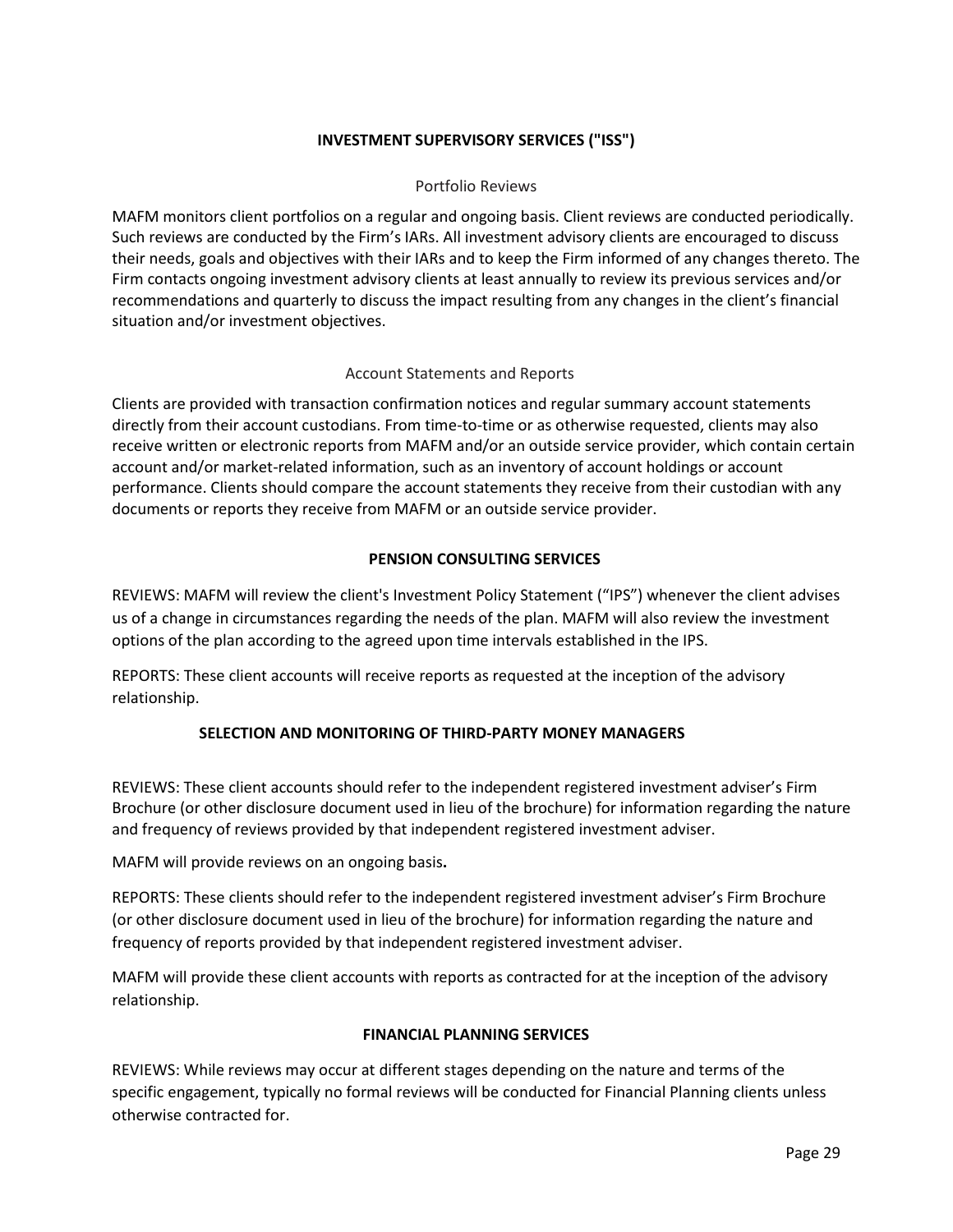## INVESTMENT SUPERVISORY SERVICES ("ISS")

### Portfolio Reviews

MAFM monitors client portfolios on a regular and ongoing basis. Client reviews are conducted periodically. Such reviews are conducted by the Firm's IARs. All investment advisory clients are encouraged to discuss their needs, goals and objectives with their IARs and to keep the Firm informed of any changes thereto. The Firm contacts ongoing investment advisory clients at least annually to review its previous services and/or recommendations and quarterly to discuss the impact resulting from any changes in the client's financial situation and/or investment objectives.

### Account Statements and Reports

Clients are provided with transaction confirmation notices and regular summary account statements directly from their account custodians. From time-to-time or as otherwise requested, clients may also receive written or electronic reports from MAFM and/or an outside service provider, which contain certain account and/or market-related information, such as an inventory of account holdings or account performance. Clients should compare the account statements they receive from their custodian with any documents or reports they receive from MAFM or an outside service provider.

## PENSION CONSULTING SERVICES

REVIEWS: MAFM will review the client's Investment Policy Statement ("IPS") whenever the client advises us of a change in circumstances regarding the needs of the plan. MAFM will also review the investment options of the plan according to the agreed upon time intervals established in the IPS.

REPORTS: These client accounts will receive reports as requested at the inception of the advisory relationship.

## SELECTION AND MONITORING OF THIRD-PARTY MONEY MANAGERS

REVIEWS: These client accounts should refer to the independent registered investment adviser's Firm Brochure (or other disclosure document used in lieu of the brochure) for information regarding the nature and frequency of reviews provided by that independent registered investment adviser.

MAFM will provide reviews on an ongoing basis**.**

REPORTS: These clients should refer to the independent registered investment adviser's Firm Brochure (or other disclosure document used in lieu of the brochure) for information regarding the nature and frequency of reports provided by that independent registered investment adviser.

MAFM will provide these client accounts with reports as contracted for at the inception of the advisory relationship.

## FINANCIAL PLANNING SERVICES

REVIEWS: While reviews may occur at different stages depending on the nature and terms of the specific engagement, typically no formal reviews will be conducted for Financial Planning clients unless otherwise contracted for.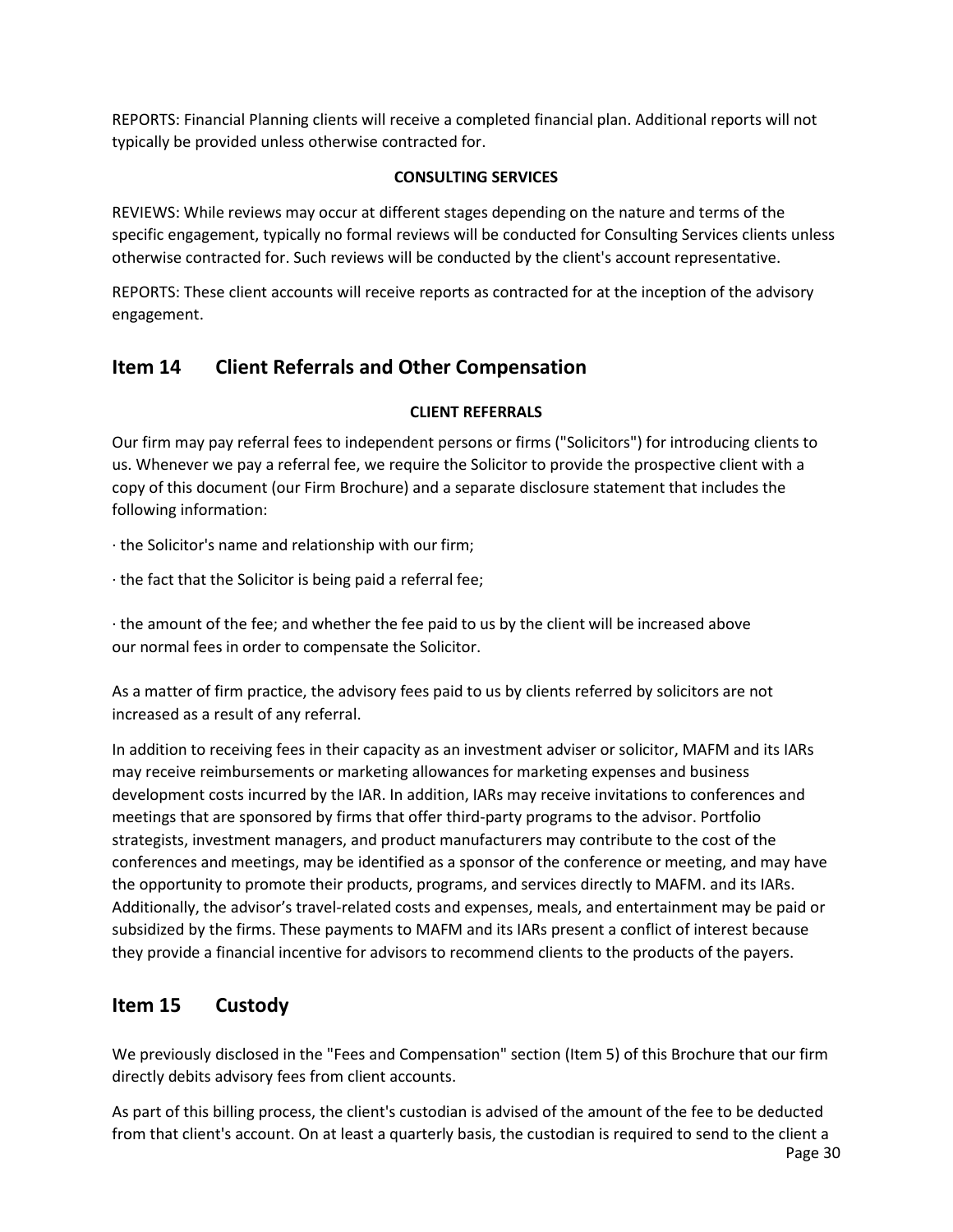REPORTS: Financial Planning clients will receive a completed financial plan. Additional reports will not typically be provided unless otherwise contracted for.

**CONSULTING SERVICES**

REVIEWS: While reviews may occur at different stages depending on the nature and terms of the specific engagement, typically no formal reviews will be conducted for Consulting Services clients unless otherwise contracted for. Such reviews will be conducted by the client's account representative.

REPORTS: These client accounts will receive reports as contracted for at the inception of the advisory engagement.

## Item 14 Client Referrals and Other Compensation

**CLIENT REFERRALS**

Our firm may pay referral fees to independent persons or firms ("Solicitors") for introducing clients to us. Whenever we pay a referral fee, we require the Solicitor to provide the prospective client with a copy of this document (our Firm Brochure) and a separate disclosure statement that includes the following information:

· the Solicitor's name and relationship with our firm;

· the fact that the Solicitor is being paid a referral fee;

· the amount of the fee; and whether the fee paid to us by the client will be increased above our normal fees in order to compensate the Solicitor.

As a matter of firm practice, the advisory fees paid to us by clients referred by solicitors are not increased as a result of any referral.

In addition to receiving fees in their capacity as an investment adviser or solicitor, MAFM and its IARs may receive reimbursements or marketing allowances for marketing expenses and business development costs incurred by the IAR. In addition, IARs may receive invitations to conferences and meetings that are sponsored by firms that offer third-party programs to the advisor. Portfolio strategists, investment managers, and product manufacturers may contribute to the cost of the conferences and meetings, may be identified as a sponsor of the conference or meeting, and may have the opportunity to promote their products, programs, and services directly to MAFM. and its IARs. Additionally, the advisor's travel-related costs and expenses, meals, and entertainment may be paid or subsidized by the firms. These payments to MAFM and its IARs present a conflict of interest because they provide a financial incentive for advisors to recommend clients to the products of the payers.

## Item 15 Custody

We previously disclosed in the "Fees and Compensation" section (Item 5) of this Brochure that our firm directly debits advisory fees from client accounts.

As part of this billing process, the client's custodian is advised of the amount of the fee to be deducted from that client's account. On at least a quarterly basis, the custodian is required to send to the client a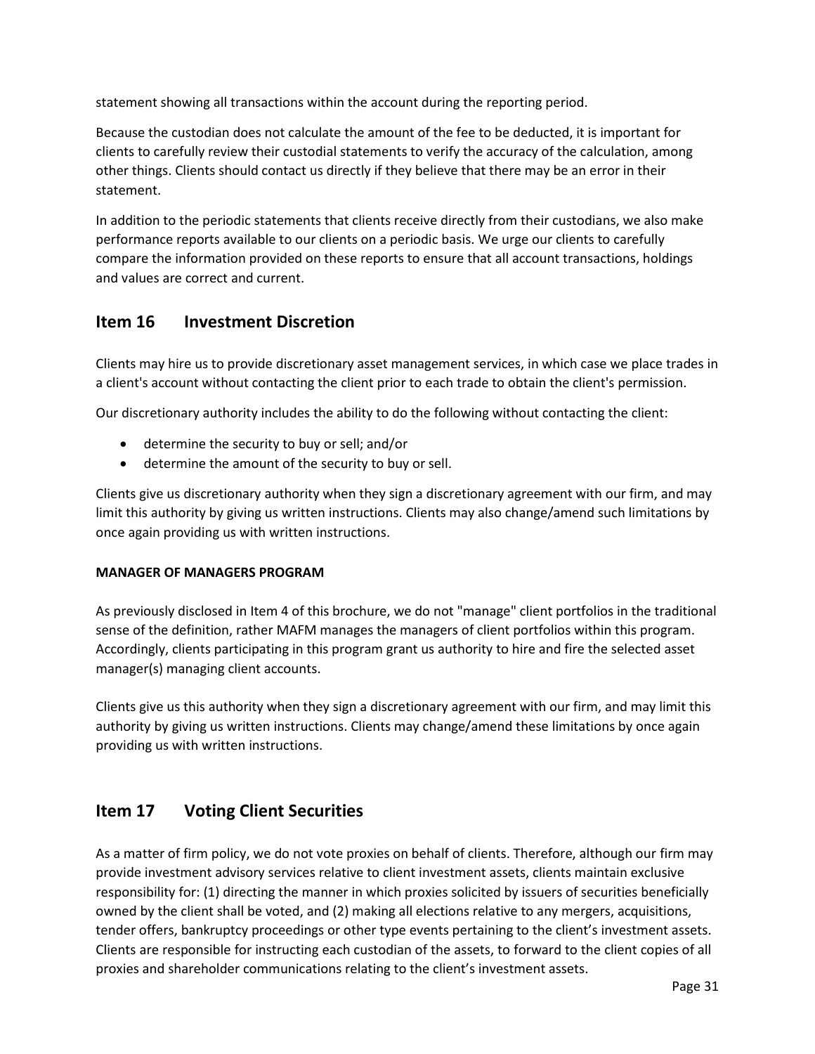statement showing all transactions within the account during the reporting period.

Because the custodian does not calculate the amount of the fee to be deducted, it is important for clients to carefully review their custodial statements to verify the accuracy of the calculation, among other things. Clients should contact us directly if they believe that there may be an error in their statement.

In addition to the periodic statements that clients receive directly from their custodians, we also make performance reports available to our clients on a periodic basis. We urge our clients to carefully compare the information provided on these reports to ensure that all account transactions, holdings and values are correct and current.

## Item 16 Investment Discretion

Clients may hire us to provide discretionary asset management services, in which case we place trades in a client's account without contacting the client prior to each trade to obtain the client's permission.

Our discretionary authority includes the ability to do the following without contacting the client:

- determine the security to buy or sell; and/or
- determine the amount of the security to buy or sell.

Clients give us discretionary authority when they sign a discretionary agreement with our firm, and may limit this authority by giving us written instructions. Clients may also change/amend such limitations by once again providing us with written instructions.

**MANAGER OF MANAGERS PROGRAM**

As previously disclosed in Item 4 of this brochure, we do not "manage" client portfolios in the traditional sense of the definition, rather MAFM manages the managers of client portfolios within this program. Accordingly, clients participating in this program grant us authority to hire and fire the selected asset manager(s) managing client accounts.

Clients give us this authority when they sign a discretionary agreement with our firm, and may limit this authority by giving us written instructions. Clients may change/amend these limitations by once again providing us with written instructions.

## Item 17 Voting Client Securities

As a matter of firm policy, we do not vote proxies on behalf of clients. Therefore, although our firm may provide investment advisory services relative to client investment assets, clients maintain exclusive responsibility for: (1) directing the manner in which proxies solicited by issuers of securities beneficially owned by the client shall be voted, and (2) making all elections relative to any mergers, acquisitions, tender offers, bankruptcy proceedings or other type events pertaining to the client's investment assets. Clients are responsible for instructing each custodian of the assets, to forward to the client copies of all proxies and shareholder communications relating to the client's investment assets.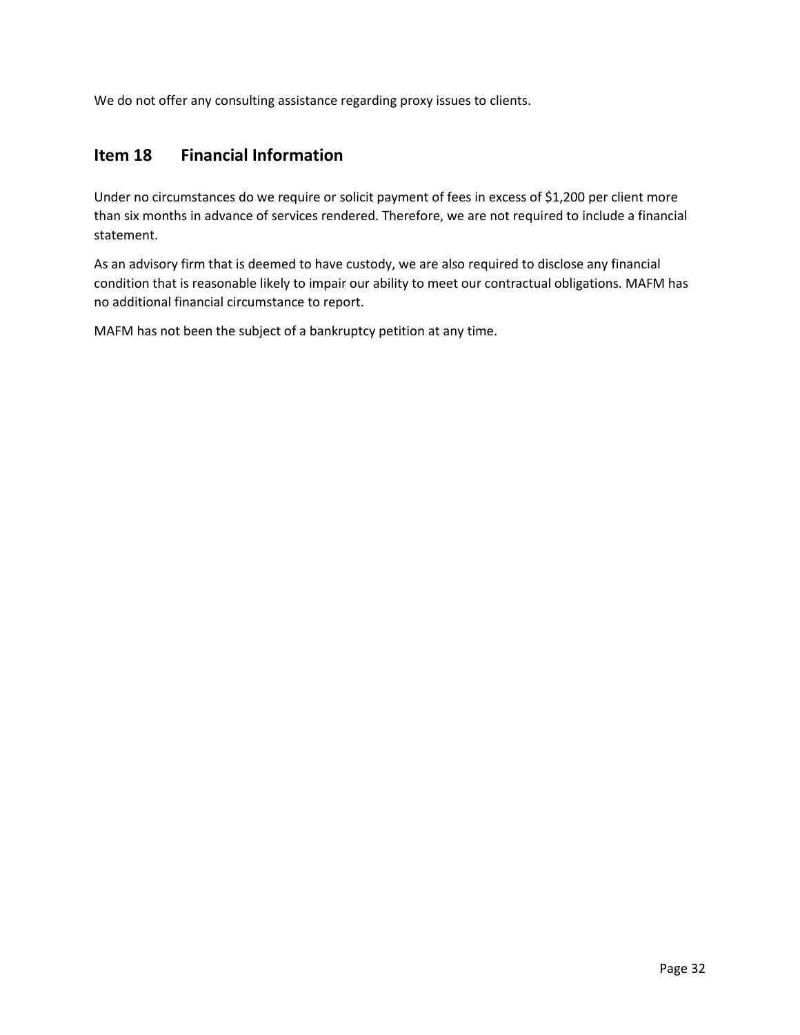We do not offer any consulting assistance regarding proxy issues to clients.

## Item 18 Financial Information

Under no circumstances do we require or solicit payment of fees in excess of $1,200 per client more than six months in advance of services rendered. Therefore, we are not required to include a financial statement.

As an advisory firm that is deemed to have custody, we are also required to disclose any financial condition that is reasonable likely to impair our ability to meet our contractual obligations. MAFM has no additional financial circumstance to report.

MAFM has not been the subject of a bankruptcy petition at any time.